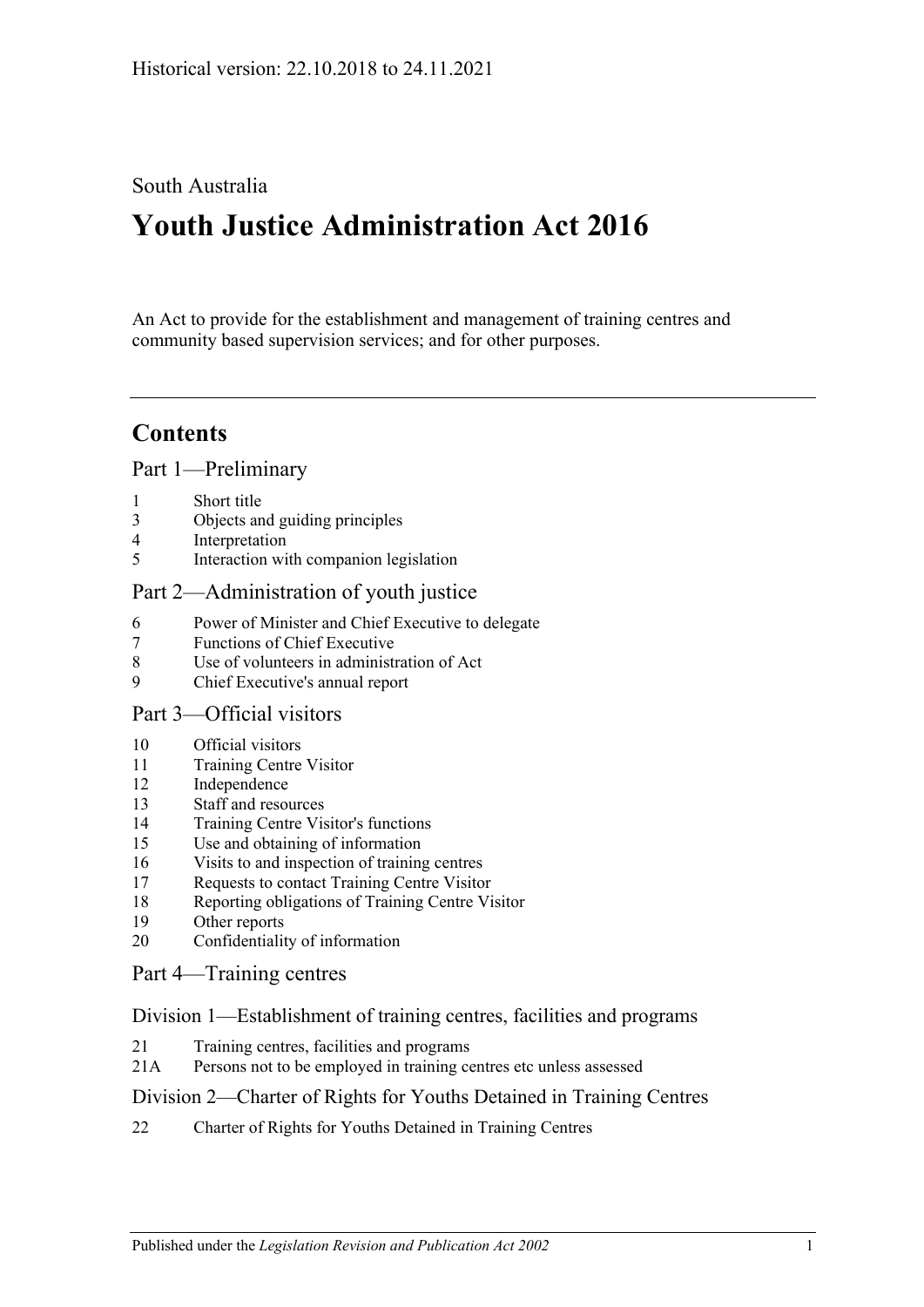Historical version: 22.10.2018 to 24.11.2021

South Australia

# Youth Justice Administration Act 2016

An Act to provide for the establishment and management of training centres and community based supervision services; and for other purposes.

---

## Contents

### Part 1—Preliminary

1 Short title
3 Objects and guiding principles
4 Interpretation
5 Interaction with companion legislation

### Part 2—Administration of youth justice

6 Power of Minister and Chief Executive to delegate
7 Functions of Chief Executive
8 Use of volunteers in administration of Act
9 Chief Executive's annual report

### Part 3—Official visitors

10 Official visitors
11 Training Centre Visitor
12 Independence
13 Staff and resources
14 Training Centre Visitor's functions
15 Use and obtaining of information
16 Visits to and inspection of training centres
17 Requests to contact Training Centre Visitor
18 Reporting obligations of Training Centre Visitor
19 Other reports
20 Confidentiality of information

### Part 4—Training centres

#### Division 1—Establishment of training centres, facilities and programs

21 Training centres, facilities and programs
21A Persons not to be employed in training centres etc unless assessed

#### Division 2—Charter of Rights for Youths Detained in Training Centres

22 Charter of Rights for Youths Detained in Training Centres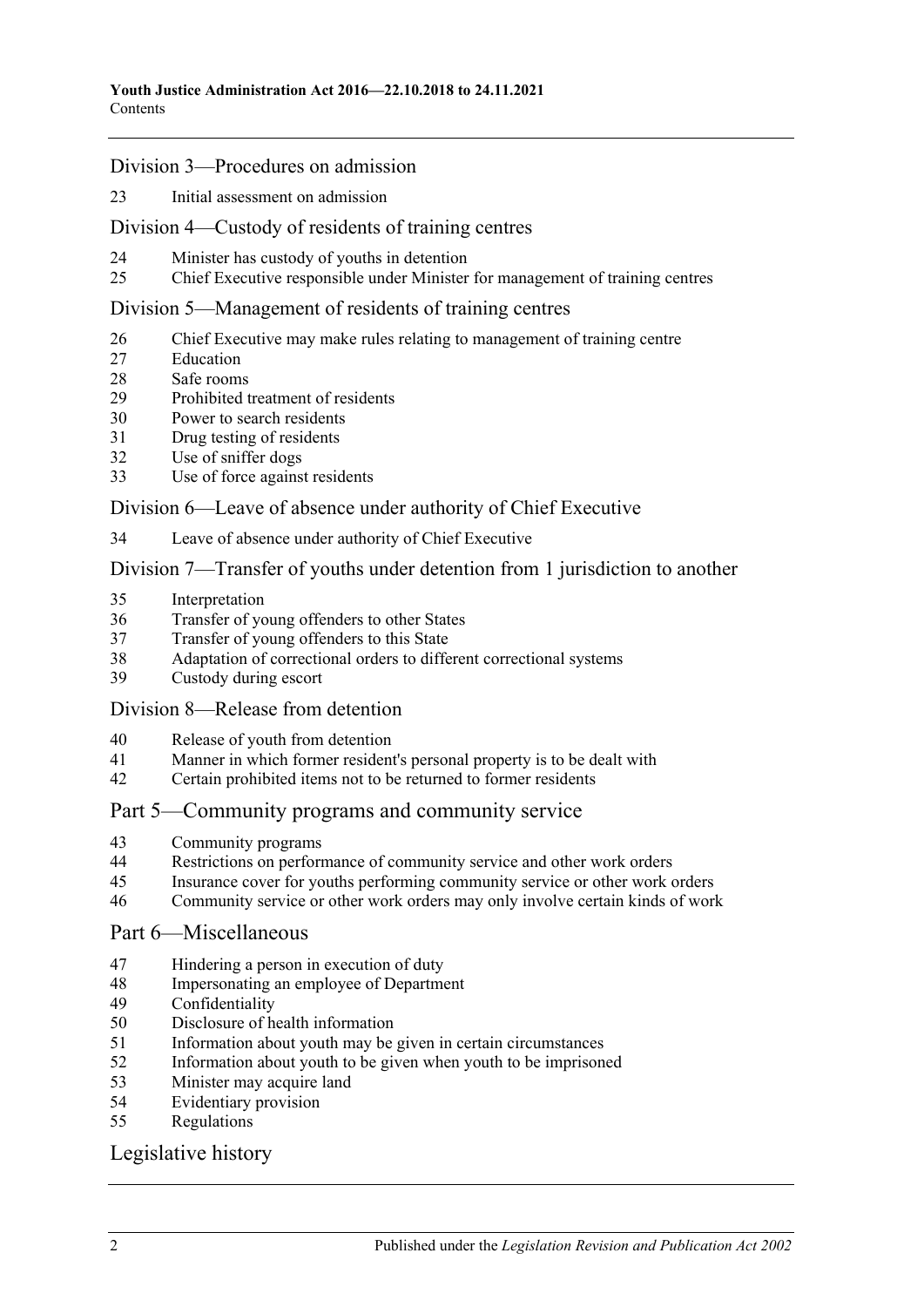## Division 3—Procedures on admission

23 Initial assessment on admission

## Division 4—Custody of residents of training centres

24 Minister has custody of youths in detention
25 Chief Executive responsible under Minister for management of training centres

## Division 5—Management of residents of training centres

26 Chief Executive may make rules relating to management of training centre
27 Education
28 Safe rooms
29 Prohibited treatment of residents
30 Power to search residents
31 Drug testing of residents
32 Use of sniffer dogs
33 Use of force against residents

## Division 6—Leave of absence under authority of Chief Executive

34 Leave of absence under authority of Chief Executive

## Division 7—Transfer of youths under detention from 1 jurisdiction to another

35 Interpretation
36 Transfer of young offenders to other States
37 Transfer of young offenders to this State
38 Adaptation of correctional orders to different correctional systems
39 Custody during escort

## Division 8—Release from detention

40 Release of youth from detention
41 Manner in which former resident's personal property is to be dealt with
42 Certain prohibited items not to be returned to former residents

## Part 5—Community programs and community service

43 Community programs
44 Restrictions on performance of community service and other work orders
45 Insurance cover for youths performing community service or other work orders
46 Community service or other work orders may only involve certain kinds of work

## Part 6—Miscellaneous

47 Hindering a person in execution of duty
48 Impersonating an employee of Department
49 Confidentiality
50 Disclosure of health information
51 Information about youth may be given in certain circumstances
52 Information about youth to be given when youth to be imprisoned
53 Minister may acquire land
54 Evidentiary provision
55 Regulations

## Legislative history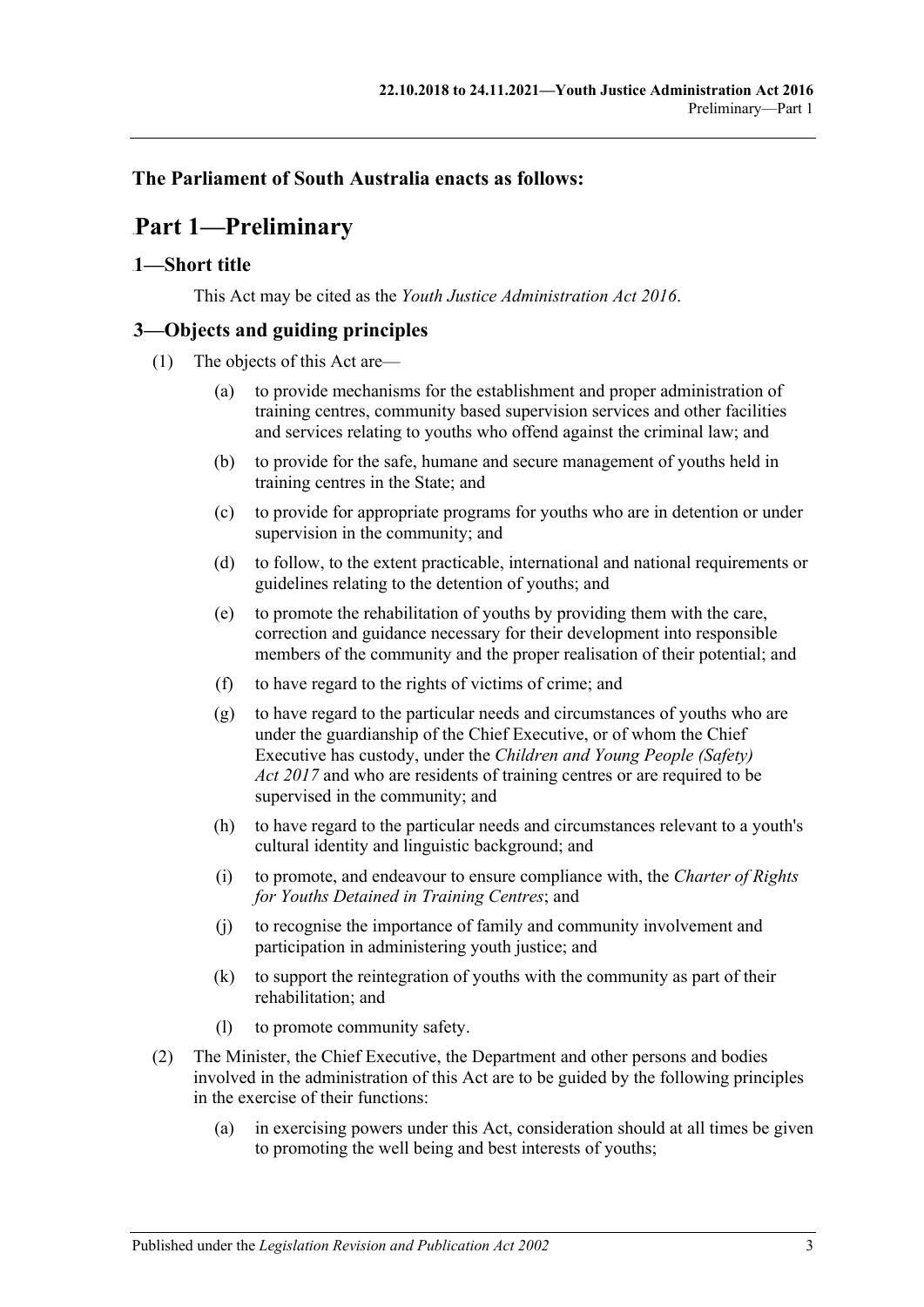**The Parliament of South Australia enacts as follows:**

# Part 1—Preliminary

## 1—Short title

This Act may be cited as the *Youth Justice Administration Act 2016*.

## 3—Objects and guiding principles

(1) The objects of this Act are—

(a) to provide mechanisms for the establishment and proper administration of training centres, community based supervision services and other facilities and services relating to youths who offend against the criminal law; and

(b) to provide for the safe, humane and secure management of youths held in training centres in the State; and

(c) to provide for appropriate programs for youths who are in detention or under supervision in the community; and

(d) to follow, to the extent practicable, international and national requirements or guidelines relating to the detention of youths; and

(e) to promote the rehabilitation of youths by providing them with the care, correction and guidance necessary for their development into responsible members of the community and the proper realisation of their potential; and

(f) to have regard to the rights of victims of crime; and

(g) to have regard to the particular needs and circumstances of youths who are under the guardianship of the Chief Executive, or of whom the Chief Executive has custody, under the *Children and Young People (Safety) Act 2017* and who are residents of training centres or are required to be supervised in the community; and

(h) to have regard to the particular needs and circumstances relevant to a youth's cultural identity and linguistic background; and

(i) to promote, and endeavour to ensure compliance with, the *Charter of Rights for Youths Detained in Training Centres*; and

(j) to recognise the importance of family and community involvement and participation in administering youth justice; and

(k) to support the reintegration of youths with the community as part of their rehabilitation; and

(l) to promote community safety.

(2) The Minister, the Chief Executive, the Department and other persons and bodies involved in the administration of this Act are to be guided by the following principles in the exercise of their functions:

(a) in exercising powers under this Act, consideration should at all times be given to promoting the well being and best interests of youths;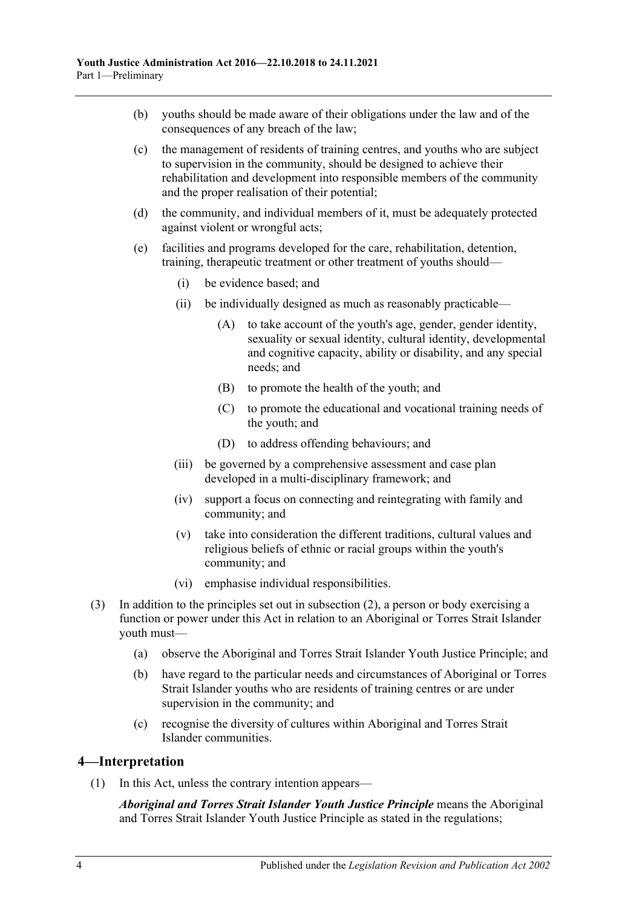(b) youths should be made aware of their obligations under the law and of the consequences of any breach of the law;

(c) the management of residents of training centres, and youths who are subject to supervision in the community, should be designed to achieve their rehabilitation and development into responsible members of the community and the proper realisation of their potential;

(d) the community, and individual members of it, must be adequately protected against violent or wrongful acts;

(e) facilities and programs developed for the care, rehabilitation, detention, training, therapeutic treatment or other treatment of youths should—

(i) be evidence based; and

(ii) be individually designed as much as reasonably practicable—

(A) to take account of the youth's age, gender, gender identity, sexuality or sexual identity, cultural identity, developmental and cognitive capacity, ability or disability, and any special needs; and

(B) to promote the health of the youth; and

(C) to promote the educational and vocational training needs of the youth; and

(D) to address offending behaviours; and

(iii) be governed by a comprehensive assessment and case plan developed in a multi-disciplinary framework; and

(iv) support a focus on connecting and reintegrating with family and community; and

(v) take into consideration the different traditions, cultural values and religious beliefs of ethnic or racial groups within the youth's community; and

(vi) emphasise individual responsibilities.

(3) In addition to the principles set out in subsection (2), a person or body exercising a function or power under this Act in relation to an Aboriginal or Torres Strait Islander youth must—

(a) observe the Aboriginal and Torres Strait Islander Youth Justice Principle; and

(b) have regard to the particular needs and circumstances of Aboriginal or Torres Strait Islander youths who are residents of training centres or are under supervision in the community; and

(c) recognise the diversity of cultures within Aboriginal and Torres Strait Islander communities.

## 4—Interpretation

(1) In this Act, unless the contrary intention appears—

***Aboriginal and Torres Strait Islander Youth Justice Principle*** means the Aboriginal and Torres Strait Islander Youth Justice Principle as stated in the regulations;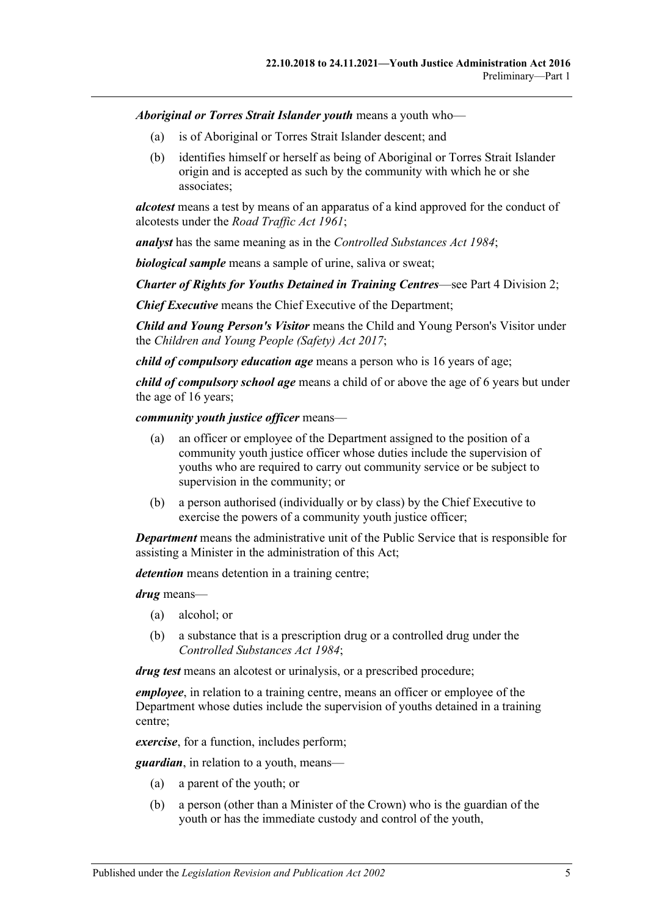***Aboriginal or Torres Strait Islander youth*** means a youth who—

(a) is of Aboriginal or Torres Strait Islander descent; and

(b) identifies himself or herself as being of Aboriginal or Torres Strait Islander origin and is accepted as such by the community with which he or she associates;

***alcotest*** means a test by means of an apparatus of a kind approved for the conduct of alcotests under the *Road Traffic Act 1961*;

***analyst*** has the same meaning as in the *Controlled Substances Act 1984*;

***biological sample*** means a sample of urine, saliva or sweat;

***Charter of Rights for Youths Detained in Training Centres***—see Part 4 Division 2;

***Chief Executive*** means the Chief Executive of the Department;

***Child and Young Person's Visitor*** means the Child and Young Person's Visitor under the *Children and Young People (Safety) Act 2017*;

***child of compulsory education age*** means a person who is 16 years of age;

***child of compulsory school age*** means a child of or above the age of 6 years but under the age of 16 years;

***community youth justice officer*** means—

(a) an officer or employee of the Department assigned to the position of a community youth justice officer whose duties include the supervision of youths who are required to carry out community service or be subject to supervision in the community; or

(b) a person authorised (individually or by class) by the Chief Executive to exercise the powers of a community youth justice officer;

***Department*** means the administrative unit of the Public Service that is responsible for assisting a Minister in the administration of this Act;

***detention*** means detention in a training centre;

***drug*** means—

(a) alcohol; or

(b) a substance that is a prescription drug or a controlled drug under the *Controlled Substances Act 1984*;

***drug test*** means an alcotest or urinalysis, or a prescribed procedure;

***employee***, in relation to a training centre, means an officer or employee of the Department whose duties include the supervision of youths detained in a training centre;

***exercise***, for a function, includes perform;

***guardian***, in relation to a youth, means—

(a) a parent of the youth; or

(b) a person (other than a Minister of the Crown) who is the guardian of the youth or has the immediate custody and control of the youth,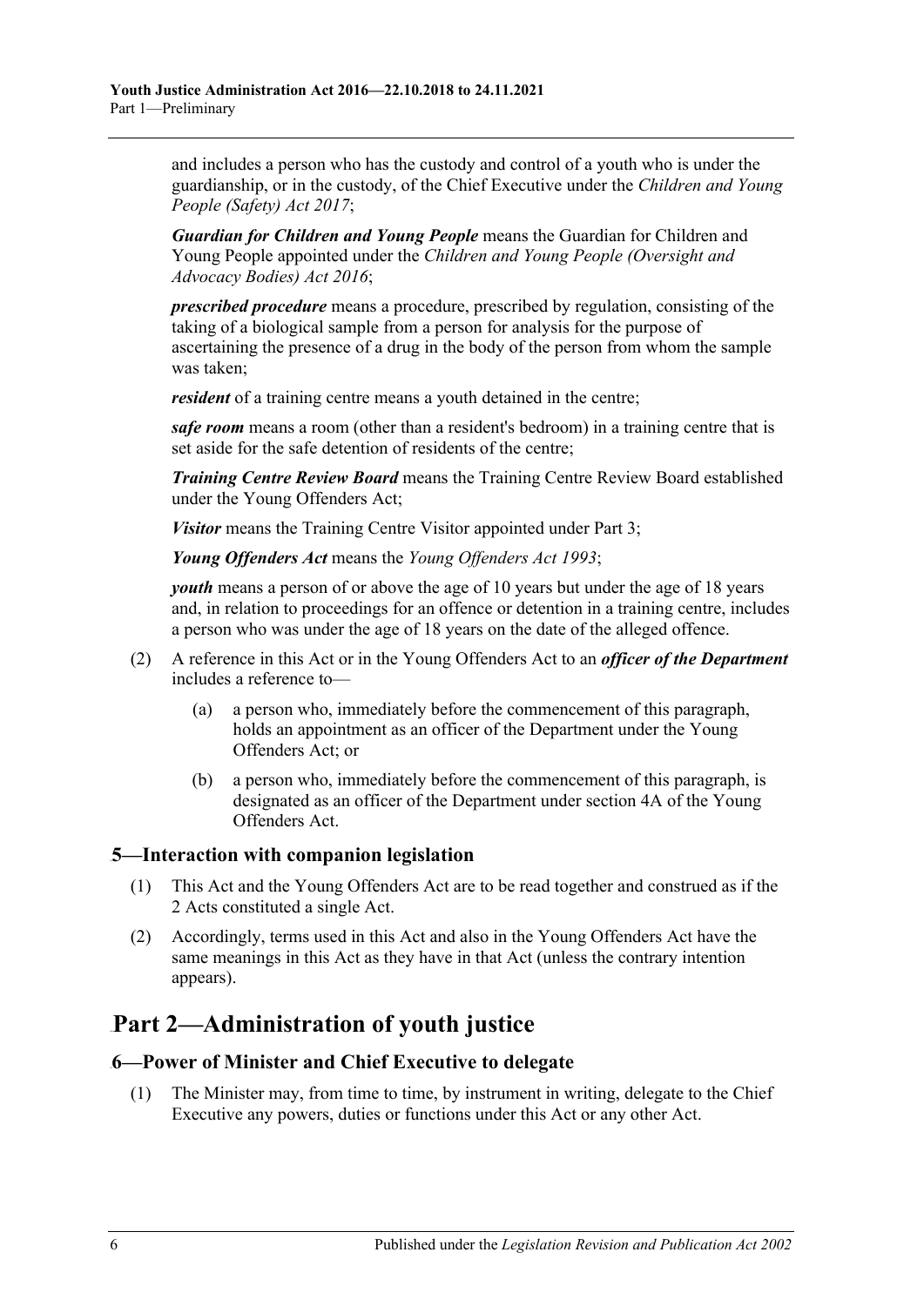and includes a person who has the custody and control of a youth who is under the guardianship, or in the custody, of the Chief Executive under the *Children and Young People (Safety) Act 2017*;

***Guardian for Children and Young People*** means the Guardian for Children and Young People appointed under the *Children and Young People (Oversight and Advocacy Bodies) Act 2016*;

***prescribed procedure*** means a procedure, prescribed by regulation, consisting of the taking of a biological sample from a person for analysis for the purpose of ascertaining the presence of a drug in the body of the person from whom the sample was taken;

***resident*** of a training centre means a youth detained in the centre;

***safe room*** means a room (other than a resident's bedroom) in a training centre that is set aside for the safe detention of residents of the centre;

***Training Centre Review Board*** means the Training Centre Review Board established under the Young Offenders Act;

***Visitor*** means the Training Centre Visitor appointed under Part 3;

***Young Offenders Act*** means the *Young Offenders Act 1993*;

***youth*** means a person of or above the age of 10 years but under the age of 18 years and, in relation to proceedings for an offence or detention in a training centre, includes a person who was under the age of 18 years on the date of the alleged offence.

(2) A reference in this Act or in the Young Offenders Act to an ***officer of the Department*** includes a reference to—

(a) a person who, immediately before the commencement of this paragraph, holds an appointment as an officer of the Department under the Young Offenders Act; or

(b) a person who, immediately before the commencement of this paragraph, is designated as an officer of the Department under section 4A of the Young Offenders Act.

### 5—Interaction with companion legislation

(1) This Act and the Young Offenders Act are to be read together and construed as if the 2 Acts constituted a single Act.

(2) Accordingly, terms used in this Act and also in the Young Offenders Act have the same meanings in this Act as they have in that Act (unless the contrary intention appears).

## Part 2—Administration of youth justice

### 6—Power of Minister and Chief Executive to delegate

(1) The Minister may, from time to time, by instrument in writing, delegate to the Chief Executive any powers, duties or functions under this Act or any other Act.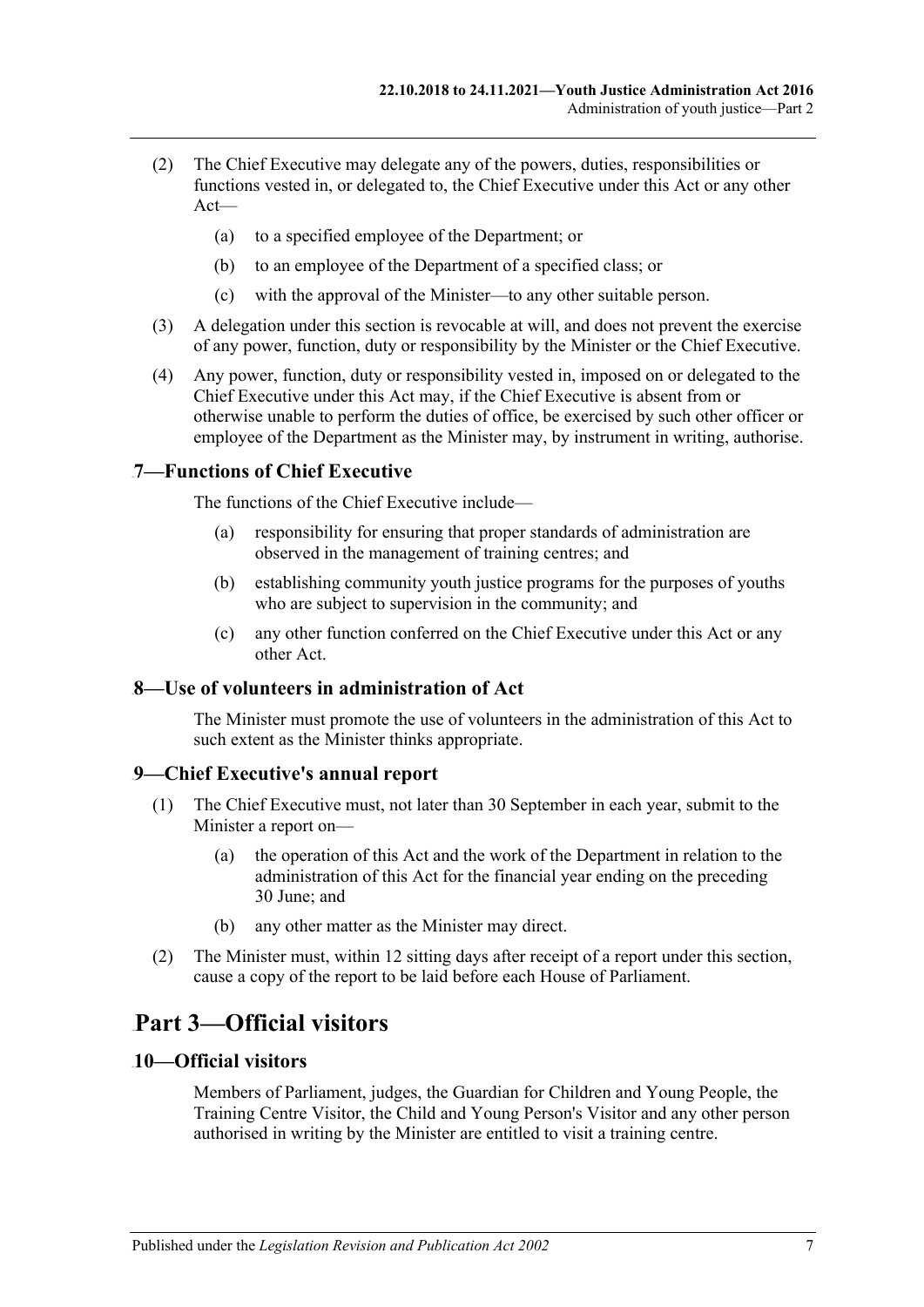(2) The Chief Executive may delegate any of the powers, duties, responsibilities or functions vested in, or delegated to, the Chief Executive under this Act or any other Act—

(a) to a specified employee of the Department; or

(b) to an employee of the Department of a specified class; or

(c) with the approval of the Minister—to any other suitable person.

(3) A delegation under this section is revocable at will, and does not prevent the exercise of any power, function, duty or responsibility by the Minister or the Chief Executive.

(4) Any power, function, duty or responsibility vested in, imposed on or delegated to the Chief Executive under this Act may, if the Chief Executive is absent from or otherwise unable to perform the duties of office, be exercised by such other officer or employee of the Department as the Minister may, by instrument in writing, authorise.

### 7—Functions of Chief Executive

The functions of the Chief Executive include—

(a) responsibility for ensuring that proper standards of administration are observed in the management of training centres; and

(b) establishing community youth justice programs for the purposes of youths who are subject to supervision in the community; and

(c) any other function conferred on the Chief Executive under this Act or any other Act.

### 8—Use of volunteers in administration of Act

The Minister must promote the use of volunteers in the administration of this Act to such extent as the Minister thinks appropriate.

### 9—Chief Executive's annual report

(1) The Chief Executive must, not later than 30 September in each year, submit to the Minister a report on—

(a) the operation of this Act and the work of the Department in relation to the administration of this Act for the financial year ending on the preceding 30 June; and

(b) any other matter as the Minister may direct.

(2) The Minister must, within 12 sitting days after receipt of a report under this section, cause a copy of the report to be laid before each House of Parliament.

## Part 3—Official visitors

### 10—Official visitors

Members of Parliament, judges, the Guardian for Children and Young People, the Training Centre Visitor, the Child and Young Person's Visitor and any other person authorised in writing by the Minister are entitled to visit a training centre.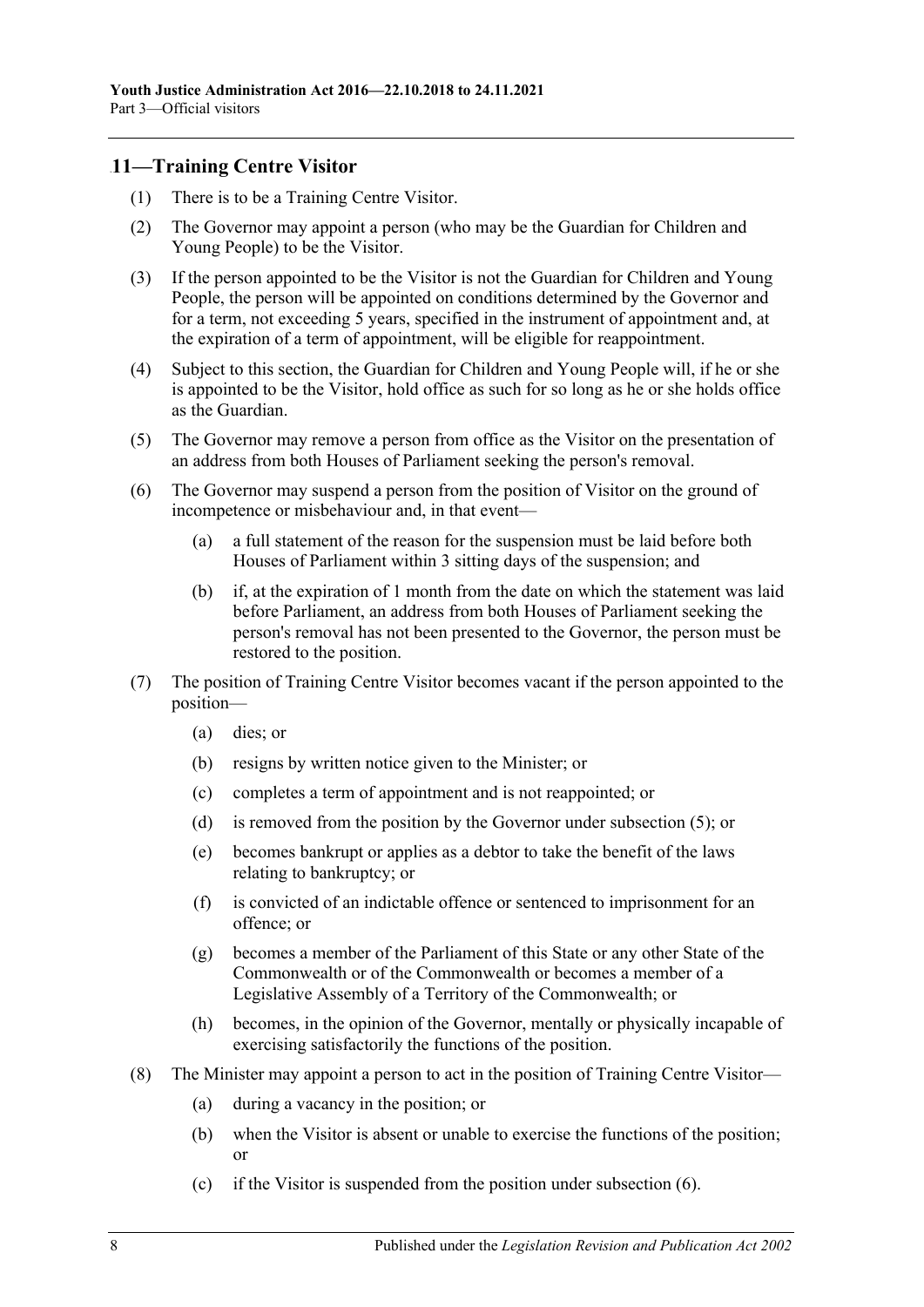## 11—Training Centre Visitor

(1) There is to be a Training Centre Visitor.

(2) The Governor may appoint a person (who may be the Guardian for Children and Young People) to be the Visitor.

(3) If the person appointed to be the Visitor is not the Guardian for Children and Young People, the person will be appointed on conditions determined by the Governor and for a term, not exceeding 5 years, specified in the instrument of appointment and, at the expiration of a term of appointment, will be eligible for reappointment.

(4) Subject to this section, the Guardian for Children and Young People will, if he or she is appointed to be the Visitor, hold office as such for so long as he or she holds office as the Guardian.

(5) The Governor may remove a person from office as the Visitor on the presentation of an address from both Houses of Parliament seeking the person's removal.

(6) The Governor may suspend a person from the position of Visitor on the ground of incompetence or misbehaviour and, in that event—

(a) a full statement of the reason for the suspension must be laid before both Houses of Parliament within 3 sitting days of the suspension; and

(b) if, at the expiration of 1 month from the date on which the statement was laid before Parliament, an address from both Houses of Parliament seeking the person's removal has not been presented to the Governor, the person must be restored to the position.

(7) The position of Training Centre Visitor becomes vacant if the person appointed to the position—

(a) dies; or

(b) resigns by written notice given to the Minister; or

(c) completes a term of appointment and is not reappointed; or

(d) is removed from the position by the Governor under subsection (5); or

(e) becomes bankrupt or applies as a debtor to take the benefit of the laws relating to bankruptcy; or

(f) is convicted of an indictable offence or sentenced to imprisonment for an offence; or

(g) becomes a member of the Parliament of this State or any other State of the Commonwealth or of the Commonwealth or becomes a member of a Legislative Assembly of a Territory of the Commonwealth; or

(h) becomes, in the opinion of the Governor, mentally or physically incapable of exercising satisfactorily the functions of the position.

(8) The Minister may appoint a person to act in the position of Training Centre Visitor—

(a) during a vacancy in the position; or

(b) when the Visitor is absent or unable to exercise the functions of the position; or

(c) if the Visitor is suspended from the position under subsection (6).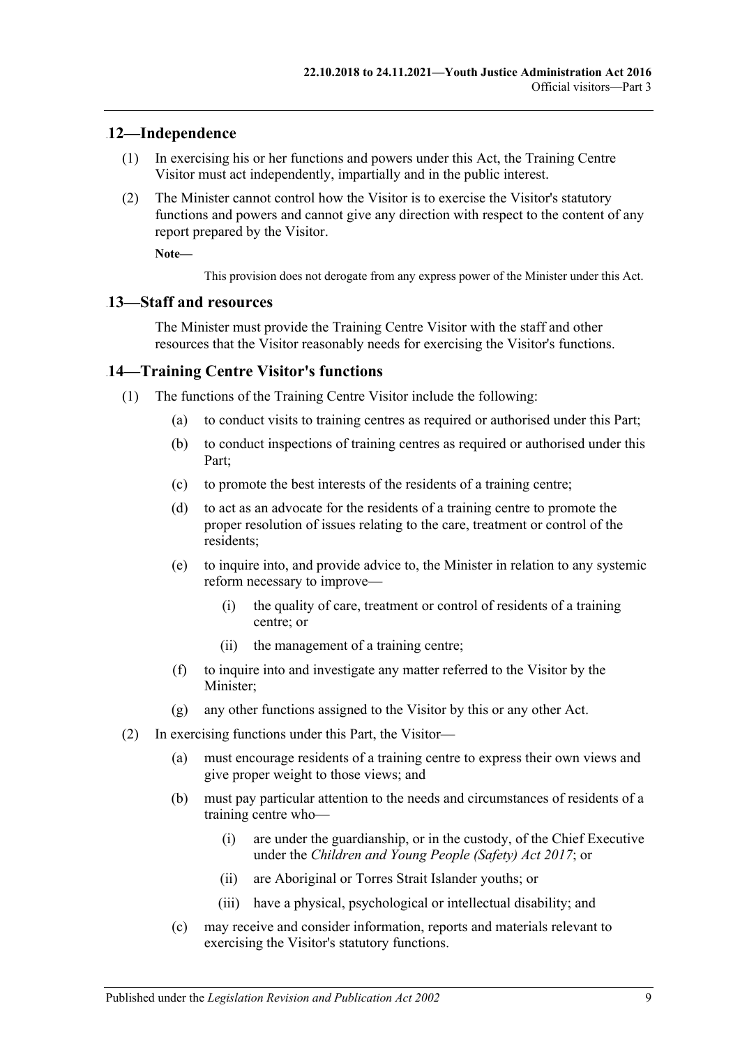## 12—Independence

(1) In exercising his or her functions and powers under this Act, the Training Centre Visitor must act independently, impartially and in the public interest.

(2) The Minister cannot control how the Visitor is to exercise the Visitor's statutory functions and powers and cannot give any direction with respect to the content of any report prepared by the Visitor.

**Note—**

This provision does not derogate from any express power of the Minister under this Act.

## 13—Staff and resources

The Minister must provide the Training Centre Visitor with the staff and other resources that the Visitor reasonably needs for exercising the Visitor's functions.

## 14—Training Centre Visitor's functions

(1) The functions of the Training Centre Visitor include the following:

(a) to conduct visits to training centres as required or authorised under this Part;

(b) to conduct inspections of training centres as required or authorised under this Part;

(c) to promote the best interests of the residents of a training centre;

(d) to act as an advocate for the residents of a training centre to promote the proper resolution of issues relating to the care, treatment or control of the residents;

(e) to inquire into, and provide advice to, the Minister in relation to any systemic reform necessary to improve—

(i) the quality of care, treatment or control of residents of a training centre; or

(ii) the management of a training centre;

(f) to inquire into and investigate any matter referred to the Visitor by the Minister;

(g) any other functions assigned to the Visitor by this or any other Act.

(2) In exercising functions under this Part, the Visitor—

(a) must encourage residents of a training centre to express their own views and give proper weight to those views; and

(b) must pay particular attention to the needs and circumstances of residents of a training centre who—

(i) are under the guardianship, or in the custody, of the Chief Executive under the *Children and Young People (Safety) Act 2017*; or

(ii) are Aboriginal or Torres Strait Islander youths; or

(iii) have a physical, psychological or intellectual disability; and

(c) may receive and consider information, reports and materials relevant to exercising the Visitor's statutory functions.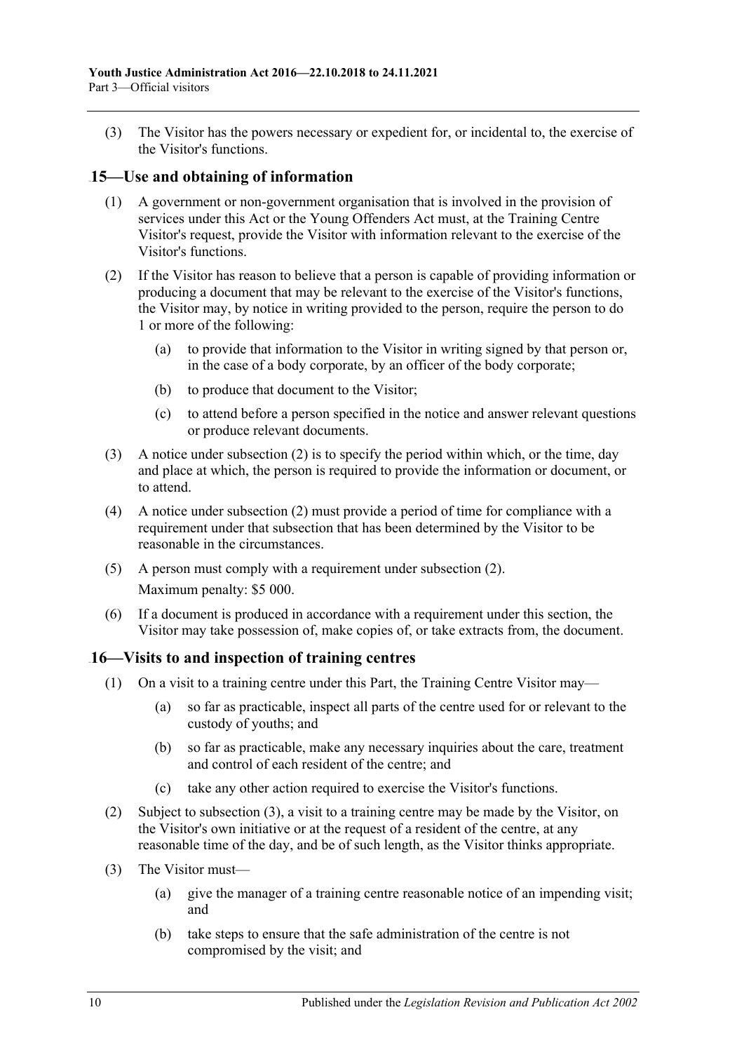(3) The Visitor has the powers necessary or expedient for, or incidental to, the exercise of the Visitor's functions.

## 15—Use and obtaining of information

(1) A government or non-government organisation that is involved in the provision of services under this Act or the Young Offenders Act must, at the Training Centre Visitor's request, provide the Visitor with information relevant to the exercise of the Visitor's functions.

(2) If the Visitor has reason to believe that a person is capable of providing information or producing a document that may be relevant to the exercise of the Visitor's functions, the Visitor may, by notice in writing provided to the person, require the person to do 1 or more of the following:

(a) to provide that information to the Visitor in writing signed by that person or, in the case of a body corporate, by an officer of the body corporate;

(b) to produce that document to the Visitor;

(c) to attend before a person specified in the notice and answer relevant questions or produce relevant documents.

(3) A notice under subsection (2) is to specify the period within which, or the time, day and place at which, the person is required to provide the information or document, or to attend.

(4) A notice under subsection (2) must provide a period of time for compliance with a requirement under that subsection that has been determined by the Visitor to be reasonable in the circumstances.

(5) A person must comply with a requirement under subsection (2).

Maximum penalty: $5 000.

(6) If a document is produced in accordance with a requirement under this section, the Visitor may take possession of, make copies of, or take extracts from, the document.

## 16—Visits to and inspection of training centres

(1) On a visit to a training centre under this Part, the Training Centre Visitor may—

(a) so far as practicable, inspect all parts of the centre used for or relevant to the custody of youths; and

(b) so far as practicable, make any necessary inquiries about the care, treatment and control of each resident of the centre; and

(c) take any other action required to exercise the Visitor's functions.

(2) Subject to subsection (3), a visit to a training centre may be made by the Visitor, on the Visitor's own initiative or at the request of a resident of the centre, at any reasonable time of the day, and be of such length, as the Visitor thinks appropriate.

(3) The Visitor must—

(a) give the manager of a training centre reasonable notice of an impending visit; and

(b) take steps to ensure that the safe administration of the centre is not compromised by the visit; and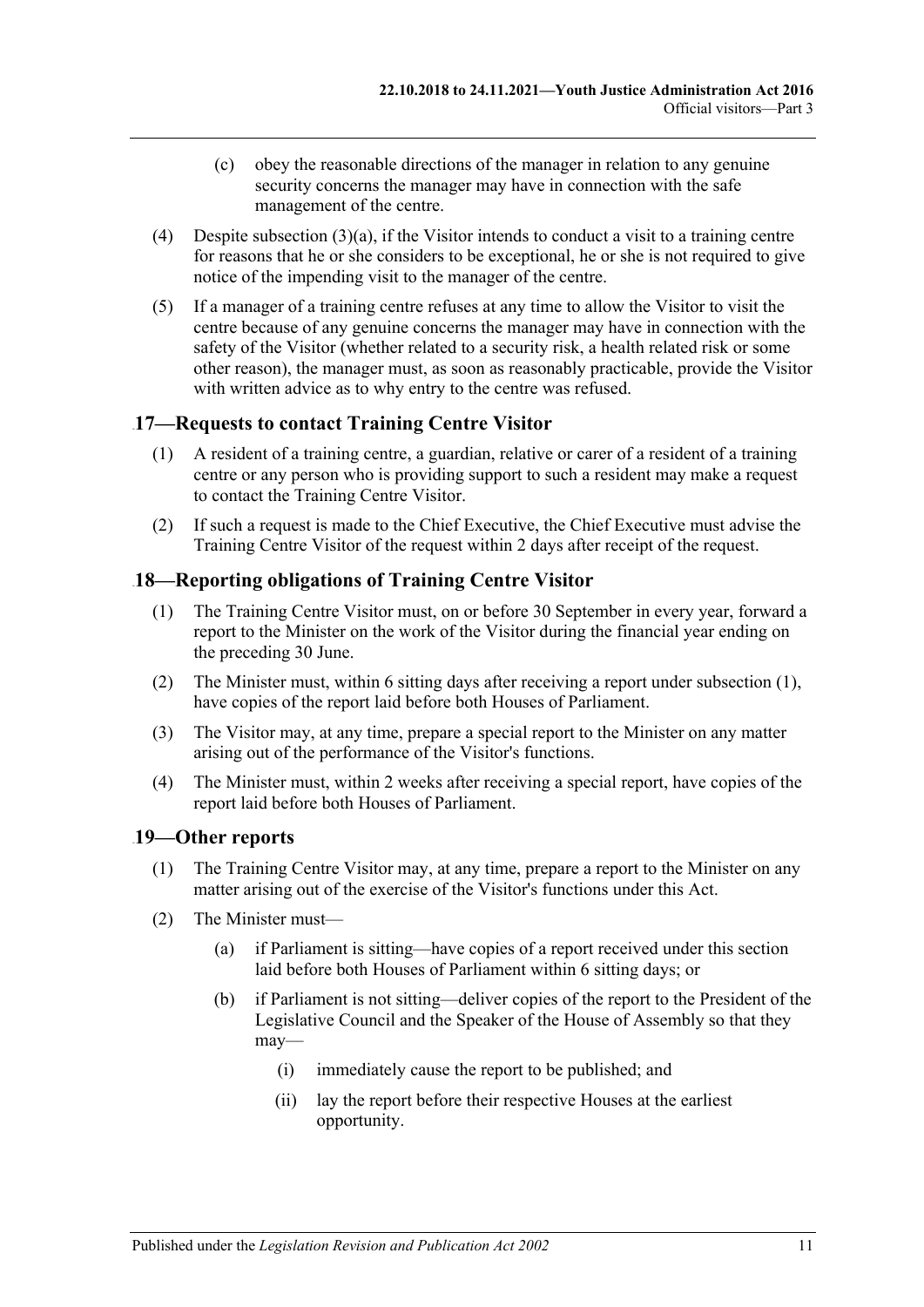(c) obey the reasonable directions of the manager in relation to any genuine security concerns the manager may have in connection with the safe management of the centre.

(4) Despite subsection (3)(a), if the Visitor intends to conduct a visit to a training centre for reasons that he or she considers to be exceptional, he or she is not required to give notice of the impending visit to the manager of the centre.

(5) If a manager of a training centre refuses at any time to allow the Visitor to visit the centre because of any genuine concerns the manager may have in connection with the safety of the Visitor (whether related to a security risk, a health related risk or some other reason), the manager must, as soon as reasonably practicable, provide the Visitor with written advice as to why entry to the centre was refused.

## 17—Requests to contact Training Centre Visitor

(1) A resident of a training centre, a guardian, relative or carer of a resident of a training centre or any person who is providing support to such a resident may make a request to contact the Training Centre Visitor.

(2) If such a request is made to the Chief Executive, the Chief Executive must advise the Training Centre Visitor of the request within 2 days after receipt of the request.

## 18—Reporting obligations of Training Centre Visitor

(1) The Training Centre Visitor must, on or before 30 September in every year, forward a report to the Minister on the work of the Visitor during the financial year ending on the preceding 30 June.

(2) The Minister must, within 6 sitting days after receiving a report under subsection (1), have copies of the report laid before both Houses of Parliament.

(3) The Visitor may, at any time, prepare a special report to the Minister on any matter arising out of the performance of the Visitor's functions.

(4) The Minister must, within 2 weeks after receiving a special report, have copies of the report laid before both Houses of Parliament.

## 19—Other reports

(1) The Training Centre Visitor may, at any time, prepare a report to the Minister on any matter arising out of the exercise of the Visitor's functions under this Act.

(2) The Minister must—

(a) if Parliament is sitting—have copies of a report received under this section laid before both Houses of Parliament within 6 sitting days; or

(b) if Parliament is not sitting—deliver copies of the report to the President of the Legislative Council and the Speaker of the House of Assembly so that they may—

(i) immediately cause the report to be published; and

(ii) lay the report before their respective Houses at the earliest opportunity.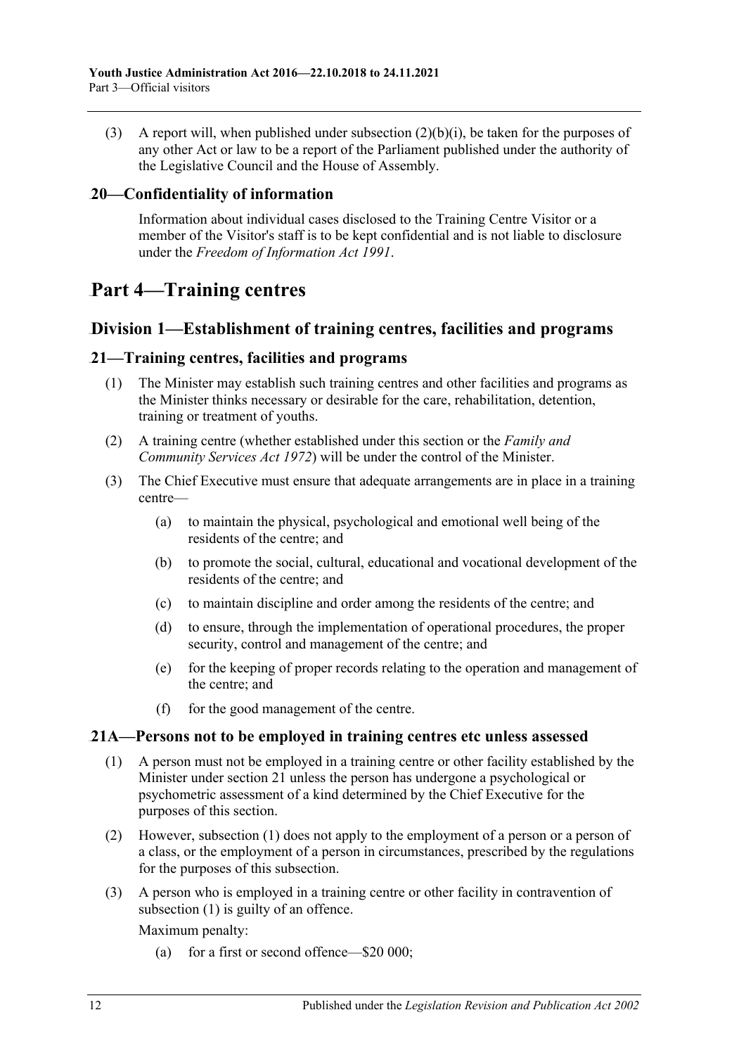(3) A report will, when published under subsection (2)(b)(i), be taken for the purposes of any other Act or law to be a report of the Parliament published under the authority of the Legislative Council and the House of Assembly.

### 20—Confidentiality of information

Information about individual cases disclosed to the Training Centre Visitor or a member of the Visitor's staff is to be kept confidential and is not liable to disclosure under the *Freedom of Information Act 1991*.

# Part 4—Training centres

## Division 1—Establishment of training centres, facilities and programs

### 21—Training centres, facilities and programs

(1) The Minister may establish such training centres and other facilities and programs as the Minister thinks necessary or desirable for the care, rehabilitation, detention, training or treatment of youths.

(2) A training centre (whether established under this section or the *Family and Community Services Act 1972*) will be under the control of the Minister.

(3) The Chief Executive must ensure that adequate arrangements are in place in a training centre—

- (a) to maintain the physical, psychological and emotional well being of the residents of the centre; and
- (b) to promote the social, cultural, educational and vocational development of the residents of the centre; and
- (c) to maintain discipline and order among the residents of the centre; and
- (d) to ensure, through the implementation of operational procedures, the proper security, control and management of the centre; and
- (e) for the keeping of proper records relating to the operation and management of the centre; and
- (f) for the good management of the centre.

### 21A—Persons not to be employed in training centres etc unless assessed

(1) A person must not be employed in a training centre or other facility established by the Minister under section 21 unless the person has undergone a psychological or psychometric assessment of a kind determined by the Chief Executive for the purposes of this section.

(2) However, subsection (1) does not apply to the employment of a person or a person of a class, or the employment of a person in circumstances, prescribed by the regulations for the purposes of this subsection.

(3) A person who is employed in a training centre or other facility in contravention of subsection (1) is guilty of an offence.

Maximum penalty:

- (a) for a first or second offence—$20 000;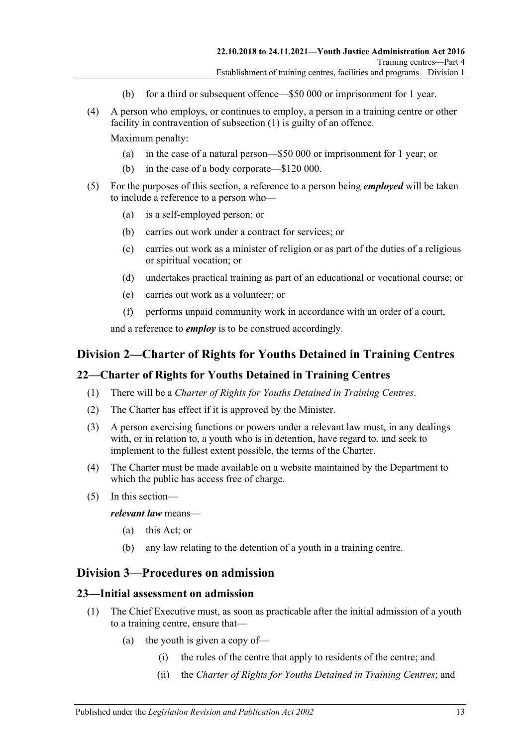(b) for a third or subsequent offence—\$50 000 or imprisonment for 1 year.

(4) A person who employs, or continues to employ, a person in a training centre or other facility in contravention of subsection (1) is guilty of an offence.

Maximum penalty:

(a) in the case of a natural person—\$50 000 or imprisonment for 1 year; or

(b) in the case of a body corporate—\$120 000.

(5) For the purposes of this section, a reference to a person being ***employed*** will be taken to include a reference to a person who—

(a) is a self-employed person; or

(b) carries out work under a contract for services; or

(c) carries out work as a minister of religion or as part of the duties of a religious or spiritual vocation; or

(d) undertakes practical training as part of an educational or vocational course; or

(e) carries out work as a volunteer; or

(f) performs unpaid community work in accordance with an order of a court,

and a reference to ***employ*** is to be construed accordingly.

## Division 2—Charter of Rights for Youths Detained in Training Centres

### 22—Charter of Rights for Youths Detained in Training Centres

(1) There will be a *Charter of Rights for Youths Detained in Training Centres*.

(2) The Charter has effect if it is approved by the Minister.

(3) A person exercising functions or powers under a relevant law must, in any dealings with, or in relation to, a youth who is in detention, have regard to, and seek to implement to the fullest extent possible, the terms of the Charter.

(4) The Charter must be made available on a website maintained by the Department to which the public has access free of charge.

(5) In this section—

***relevant law*** means—

(a) this Act; or

(b) any law relating to the detention of a youth in a training centre.

## Division 3—Procedures on admission

### 23—Initial assessment on admission

(1) The Chief Executive must, as soon as practicable after the initial admission of a youth to a training centre, ensure that—

(a) the youth is given a copy of—

(i) the rules of the centre that apply to residents of the centre; and

(ii) the *Charter of Rights for Youths Detained in Training Centres*; and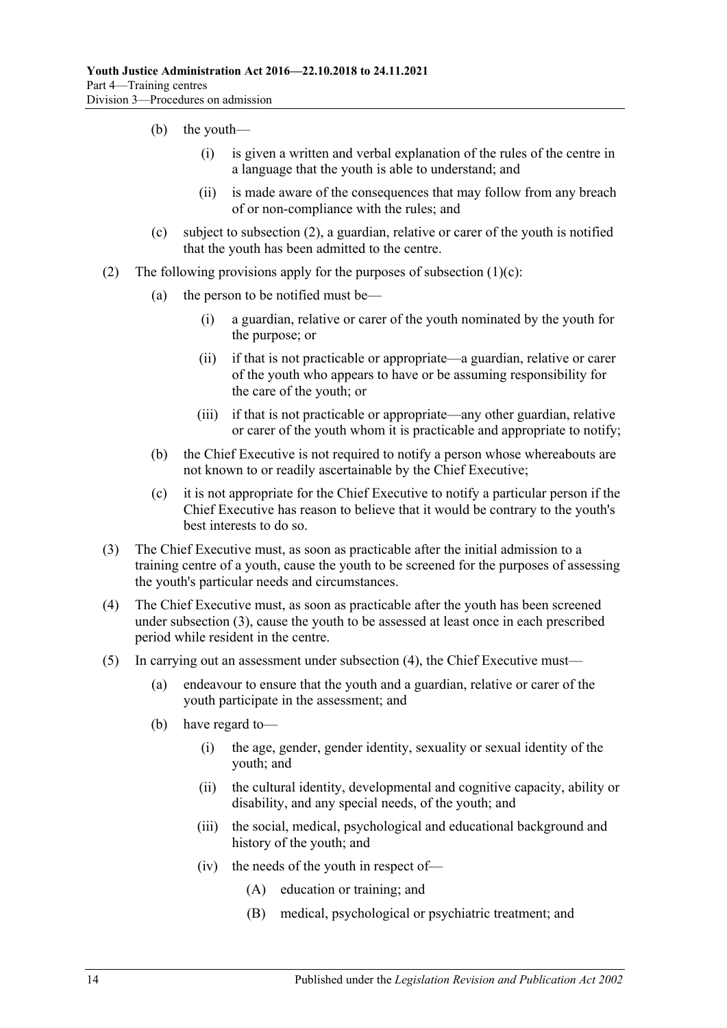(b) the youth—

(i) is given a written and verbal explanation of the rules of the centre in a language that the youth is able to understand; and

(ii) is made aware of the consequences that may follow from any breach of or non-compliance with the rules; and

(c) subject to subsection (2), a guardian, relative or carer of the youth is notified that the youth has been admitted to the centre.

(2) The following provisions apply for the purposes of subsection (1)(c):

(a) the person to be notified must be—

(i) a guardian, relative or carer of the youth nominated by the youth for the purpose; or

(ii) if that is not practicable or appropriate—a guardian, relative or carer of the youth who appears to have or be assuming responsibility for the care of the youth; or

(iii) if that is not practicable or appropriate—any other guardian, relative or carer of the youth whom it is practicable and appropriate to notify;

(b) the Chief Executive is not required to notify a person whose whereabouts are not known to or readily ascertainable by the Chief Executive;

(c) it is not appropriate for the Chief Executive to notify a particular person if the Chief Executive has reason to believe that it would be contrary to the youth's best interests to do so.

(3) The Chief Executive must, as soon as practicable after the initial admission to a training centre of a youth, cause the youth to be screened for the purposes of assessing the youth's particular needs and circumstances.

(4) The Chief Executive must, as soon as practicable after the youth has been screened under subsection (3), cause the youth to be assessed at least once in each prescribed period while resident in the centre.

(5) In carrying out an assessment under subsection (4), the Chief Executive must—

(a) endeavour to ensure that the youth and a guardian, relative or carer of the youth participate in the assessment; and

(b) have regard to—

(i) the age, gender, gender identity, sexuality or sexual identity of the youth; and

(ii) the cultural identity, developmental and cognitive capacity, ability or disability, and any special needs, of the youth; and

(iii) the social, medical, psychological and educational background and history of the youth; and

(iv) the needs of the youth in respect of—

(A) education or training; and

(B) medical, psychological or psychiatric treatment; and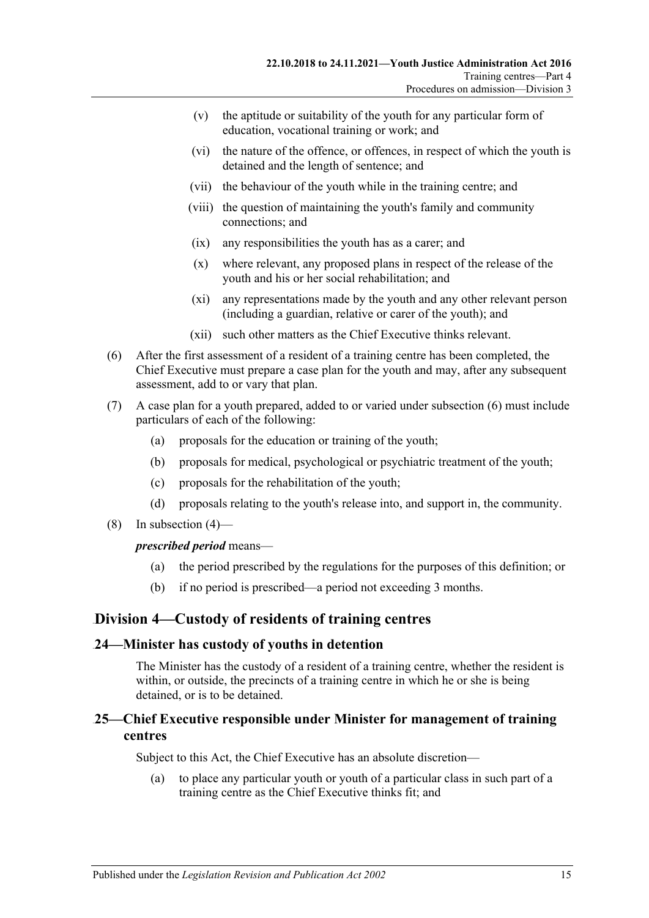(v) the aptitude or suitability of the youth for any particular form of education, vocational training or work; and

(vi) the nature of the offence, or offences, in respect of which the youth is detained and the length of sentence; and

(vii) the behaviour of the youth while in the training centre; and

(viii) the question of maintaining the youth's family and community connections; and

(ix) any responsibilities the youth has as a carer; and

(x) where relevant, any proposed plans in respect of the release of the youth and his or her social rehabilitation; and

(xi) any representations made by the youth and any other relevant person (including a guardian, relative or carer of the youth); and

(xii) such other matters as the Chief Executive thinks relevant.

(6) After the first assessment of a resident of a training centre has been completed, the Chief Executive must prepare a case plan for the youth and may, after any subsequent assessment, add to or vary that plan.

(7) A case plan for a youth prepared, added to or varied under subsection (6) must include particulars of each of the following:

(a) proposals for the education or training of the youth;

(b) proposals for medical, psychological or psychiatric treatment of the youth;

(c) proposals for the rehabilitation of the youth;

(d) proposals relating to the youth's release into, and support in, the community.

(8) In subsection (4)—

***prescribed period*** means—

(a) the period prescribed by the regulations for the purposes of this definition; or

(b) if no period is prescribed—a period not exceeding 3 months.

## Division 4—Custody of residents of training centres

### 24—Minister has custody of youths in detention

The Minister has the custody of a resident of a training centre, whether the resident is within, or outside, the precincts of a training centre in which he or she is being detained, or is to be detained.

### 25—Chief Executive responsible under Minister for management of training centres

Subject to this Act, the Chief Executive has an absolute discretion—

(a) to place any particular youth or youth of a particular class in such part of a training centre as the Chief Executive thinks fit; and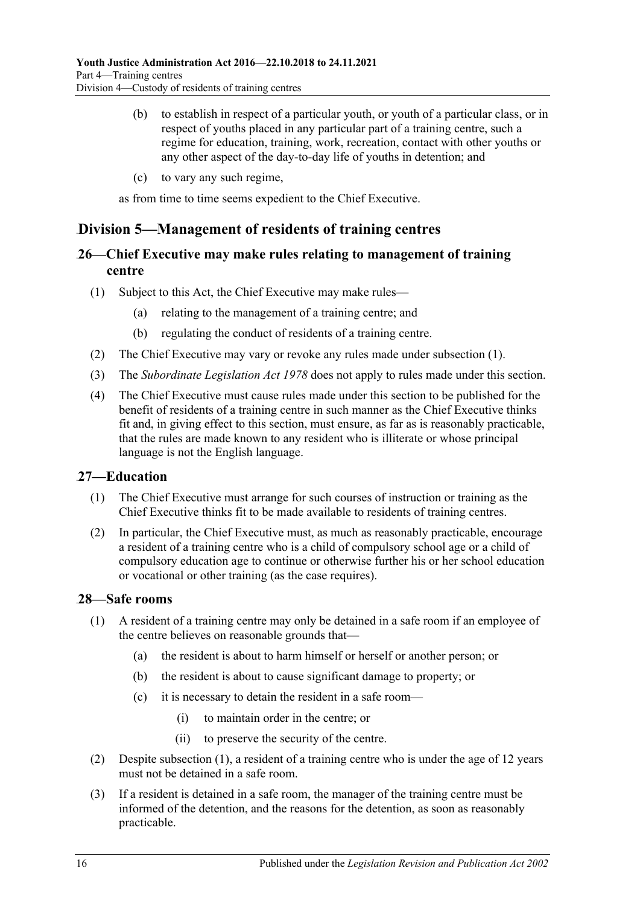(b) to establish in respect of a particular youth, or youth of a particular class, or in respect of youths placed in any particular part of a training centre, such a regime for education, training, work, recreation, contact with other youths or any other aspect of the day-to-day life of youths in detention; and

(c) to vary any such regime,

as from time to time seems expedient to the Chief Executive.

## Division 5—Management of residents of training centres

### 26—Chief Executive may make rules relating to management of training centre

(1) Subject to this Act, the Chief Executive may make rules—

(a) relating to the management of a training centre; and

(b) regulating the conduct of residents of a training centre.

(2) The Chief Executive may vary or revoke any rules made under subsection (1).

(3) The *Subordinate Legislation Act 1978* does not apply to rules made under this section.

(4) The Chief Executive must cause rules made under this section to be published for the benefit of residents of a training centre in such manner as the Chief Executive thinks fit and, in giving effect to this section, must ensure, as far as is reasonably practicable, that the rules are made known to any resident who is illiterate or whose principal language is not the English language.

### 27—Education

(1) The Chief Executive must arrange for such courses of instruction or training as the Chief Executive thinks fit to be made available to residents of training centres.

(2) In particular, the Chief Executive must, as much as reasonably practicable, encourage a resident of a training centre who is a child of compulsory school age or a child of compulsory education age to continue or otherwise further his or her school education or vocational or other training (as the case requires).

### 28—Safe rooms

(1) A resident of a training centre may only be detained in a safe room if an employee of the centre believes on reasonable grounds that—

(a) the resident is about to harm himself or herself or another person; or

(b) the resident is about to cause significant damage to property; or

(c) it is necessary to detain the resident in a safe room—

(i) to maintain order in the centre; or

(ii) to preserve the security of the centre.

(2) Despite subsection (1), a resident of a training centre who is under the age of 12 years must not be detained in a safe room.

(3) If a resident is detained in a safe room, the manager of the training centre must be informed of the detention, and the reasons for the detention, as soon as reasonably practicable.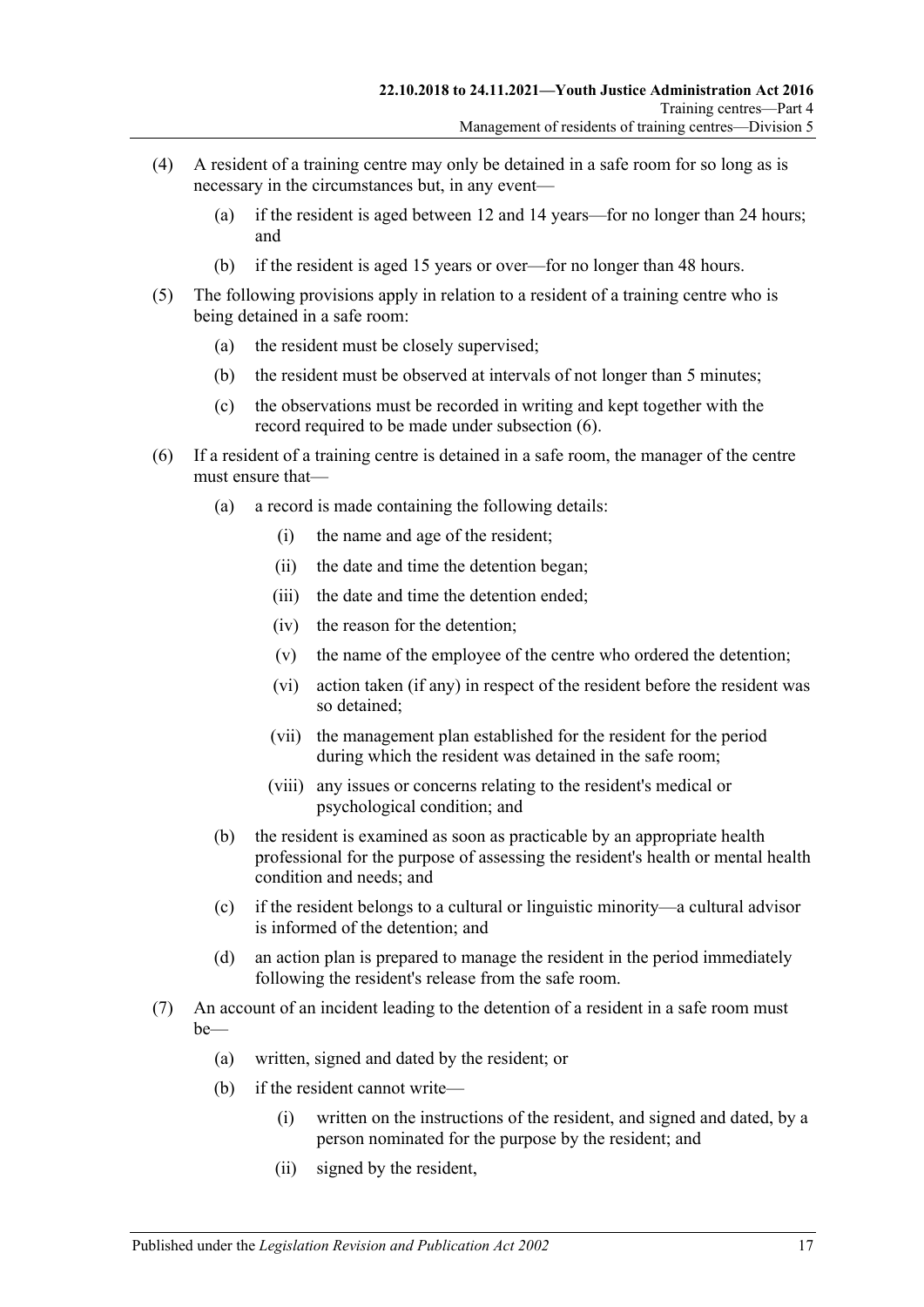(4) A resident of a training centre may only be detained in a safe room for so long as is necessary in the circumstances but, in any event—

   (a) if the resident is aged between 12 and 14 years—for no longer than 24 hours; and

   (b) if the resident is aged 15 years or over—for no longer than 48 hours.

(5) The following provisions apply in relation to a resident of a training centre who is being detained in a safe room:

   (a) the resident must be closely supervised;

   (b) the resident must be observed at intervals of not longer than 5 minutes;

   (c) the observations must be recorded in writing and kept together with the record required to be made under subsection (6).

(6) If a resident of a training centre is detained in a safe room, the manager of the centre must ensure that—

   (a) a record is made containing the following details:

      (i) the name and age of the resident;

      (ii) the date and time the detention began;

      (iii) the date and time the detention ended;

      (iv) the reason for the detention;

      (v) the name of the employee of the centre who ordered the detention;

      (vi) action taken (if any) in respect of the resident before the resident was so detained;

      (vii) the management plan established for the resident for the period during which the resident was detained in the safe room;

      (viii) any issues or concerns relating to the resident's medical or psychological condition; and

   (b) the resident is examined as soon as practicable by an appropriate health professional for the purpose of assessing the resident's health or mental health condition and needs; and

   (c) if the resident belongs to a cultural or linguistic minority—a cultural advisor is informed of the detention; and

   (d) an action plan is prepared to manage the resident in the period immediately following the resident's release from the safe room.

(7) An account of an incident leading to the detention of a resident in a safe room must be—

   (a) written, signed and dated by the resident; or

   (b) if the resident cannot write—

      (i) written on the instructions of the resident, and signed and dated, by a person nominated for the purpose by the resident; and

      (ii) signed by the resident,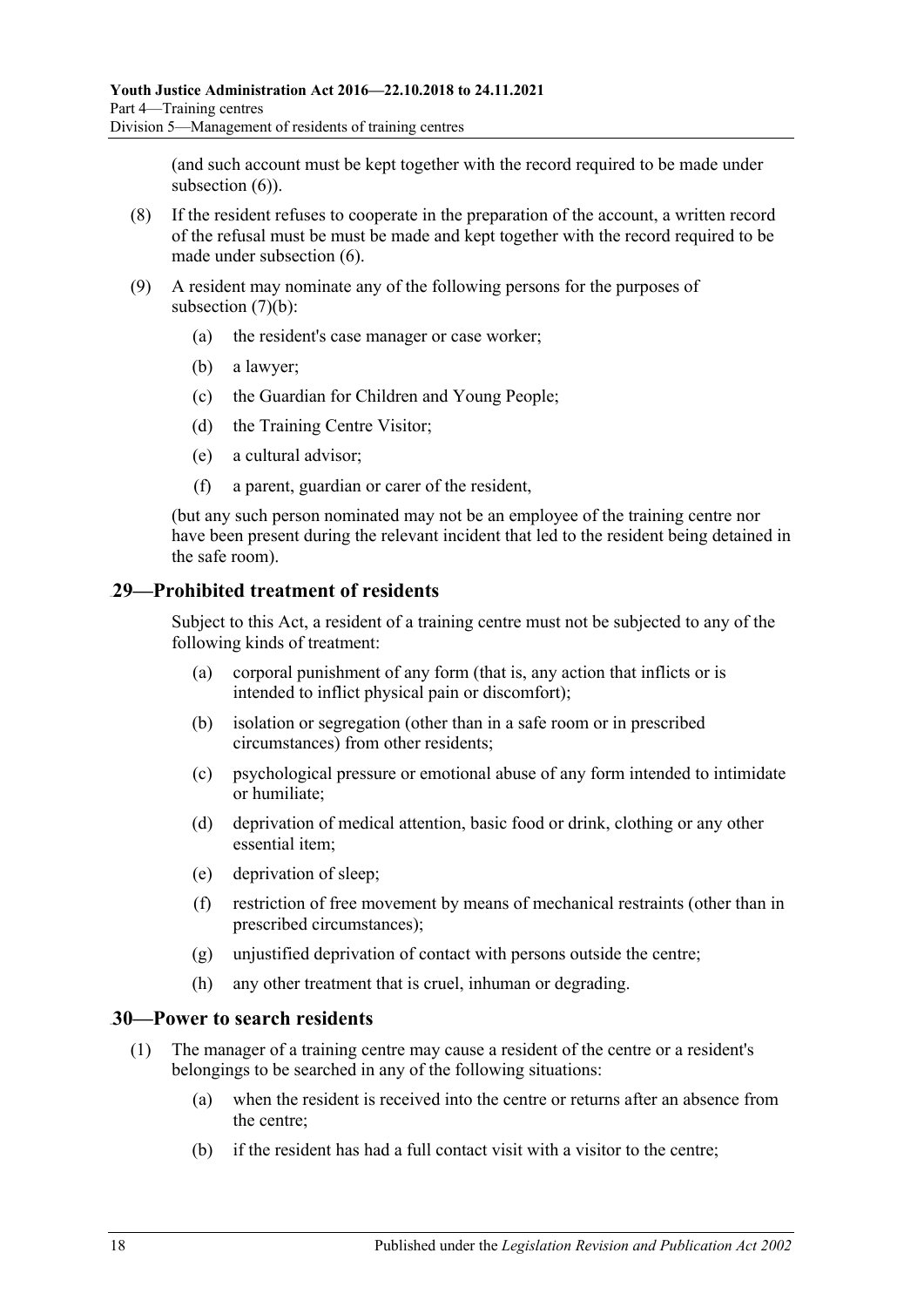(and such account must be kept together with the record required to be made under subsection (6)).

(8) If the resident refuses to cooperate in the preparation of the account, a written record of the refusal must be must be made and kept together with the record required to be made under subsection (6).

(9) A resident may nominate any of the following persons for the purposes of subsection (7)(b):

(a) the resident's case manager or case worker;

(b) a lawyer;

(c) the Guardian for Children and Young People;

(d) the Training Centre Visitor;

(e) a cultural advisor;

(f) a parent, guardian or carer of the resident,

(but any such person nominated may not be an employee of the training centre nor have been present during the relevant incident that led to the resident being detained in the safe room).

## 29—Prohibited treatment of residents

Subject to this Act, a resident of a training centre must not be subjected to any of the following kinds of treatment:

(a) corporal punishment of any form (that is, any action that inflicts or is intended to inflict physical pain or discomfort);

(b) isolation or segregation (other than in a safe room or in prescribed circumstances) from other residents;

(c) psychological pressure or emotional abuse of any form intended to intimidate or humiliate;

(d) deprivation of medical attention, basic food or drink, clothing or any other essential item;

(e) deprivation of sleep;

(f) restriction of free movement by means of mechanical restraints (other than in prescribed circumstances);

(g) unjustified deprivation of contact with persons outside the centre;

(h) any other treatment that is cruel, inhuman or degrading.

## 30—Power to search residents

(1) The manager of a training centre may cause a resident of the centre or a resident's belongings to be searched in any of the following situations:

(a) when the resident is received into the centre or returns after an absence from the centre;

(b) if the resident has had a full contact visit with a visitor to the centre;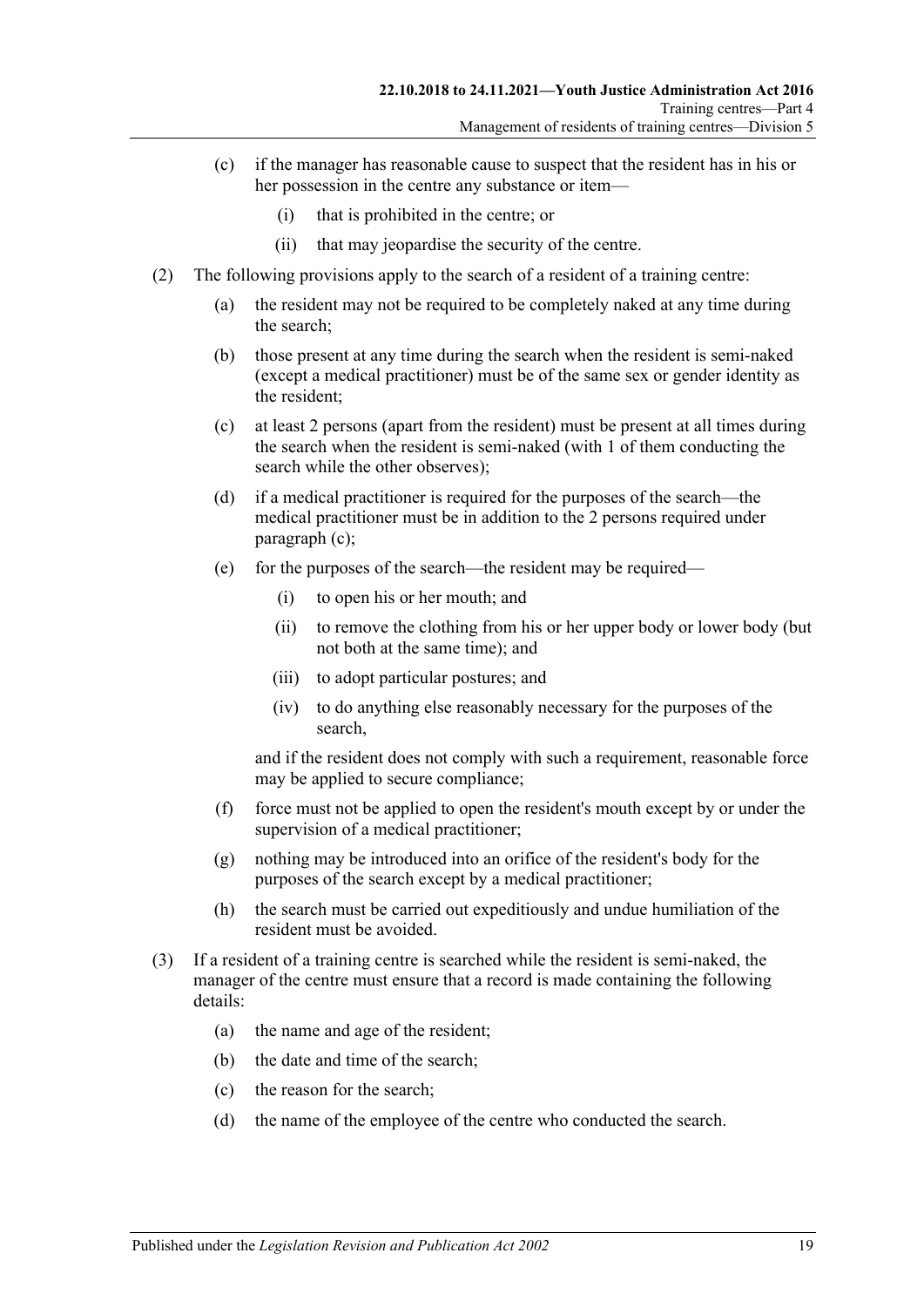(c) if the manager has reasonable cause to suspect that the resident has in his or her possession in the centre any substance or item—

(i) that is prohibited in the centre; or

(ii) that may jeopardise the security of the centre.

(2) The following provisions apply to the search of a resident of a training centre:

(a) the resident may not be required to be completely naked at any time during the search;

(b) those present at any time during the search when the resident is semi-naked (except a medical practitioner) must be of the same sex or gender identity as the resident;

(c) at least 2 persons (apart from the resident) must be present at all times during the search when the resident is semi-naked (with 1 of them conducting the search while the other observes);

(d) if a medical practitioner is required for the purposes of the search—the medical practitioner must be in addition to the 2 persons required under paragraph (c);

(e) for the purposes of the search—the resident may be required—

(i) to open his or her mouth; and

(ii) to remove the clothing from his or her upper body or lower body (but not both at the same time); and

(iii) to adopt particular postures; and

(iv) to do anything else reasonably necessary for the purposes of the search,

and if the resident does not comply with such a requirement, reasonable force may be applied to secure compliance;

(f) force must not be applied to open the resident's mouth except by or under the supervision of a medical practitioner;

(g) nothing may be introduced into an orifice of the resident's body for the purposes of the search except by a medical practitioner;

(h) the search must be carried out expeditiously and undue humiliation of the resident must be avoided.

(3) If a resident of a training centre is searched while the resident is semi-naked, the manager of the centre must ensure that a record is made containing the following details:

(a) the name and age of the resident;

(b) the date and time of the search;

(c) the reason for the search;

(d) the name of the employee of the centre who conducted the search.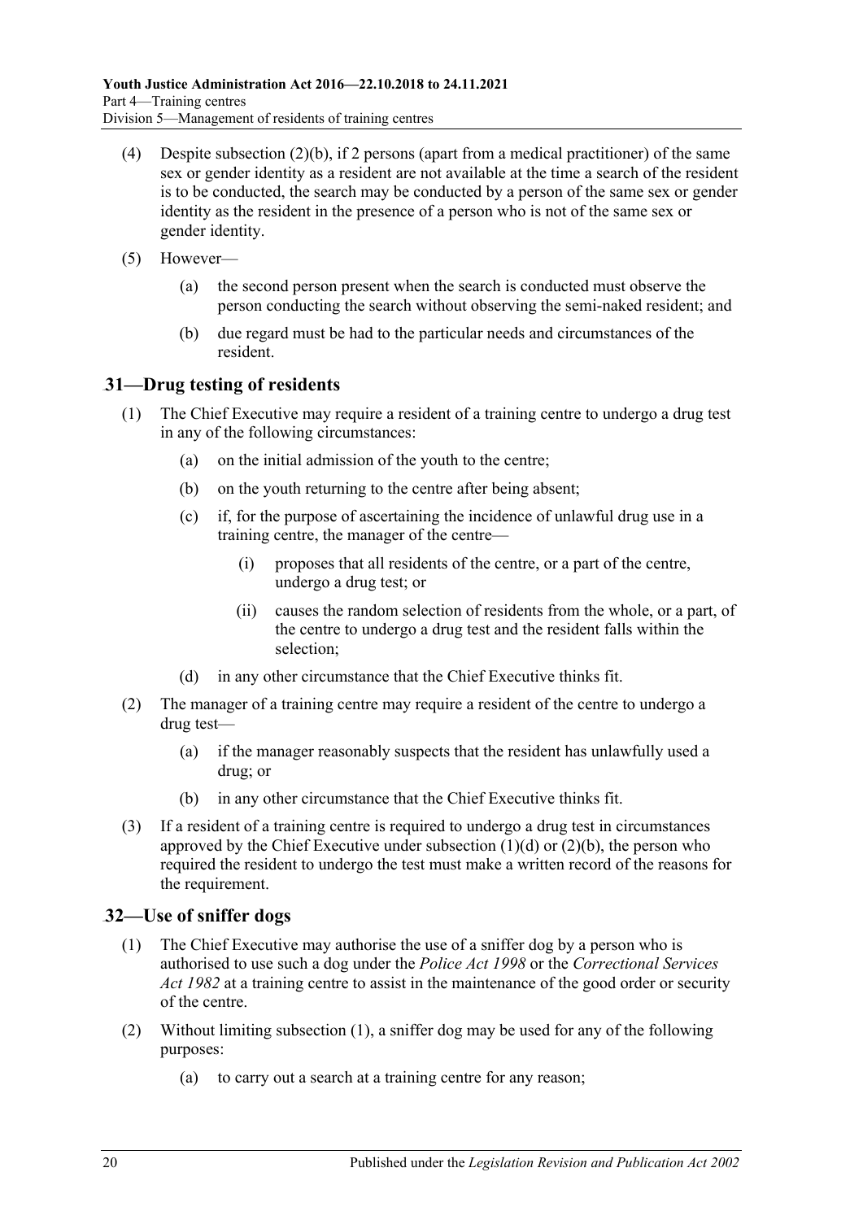(4) Despite subsection (2)(b), if 2 persons (apart from a medical practitioner) of the same sex or gender identity as a resident are not available at the time a search of the resident is to be conducted, the search may be conducted by a person of the same sex or gender identity as the resident in the presence of a person who is not of the same sex or gender identity.

(5) However—

(a) the second person present when the search is conducted must observe the person conducting the search without observing the semi-naked resident; and

(b) due regard must be had to the particular needs and circumstances of the resident.

## 31—Drug testing of residents

(1) The Chief Executive may require a resident of a training centre to undergo a drug test in any of the following circumstances:

(a) on the initial admission of the youth to the centre;

(b) on the youth returning to the centre after being absent;

(c) if, for the purpose of ascertaining the incidence of unlawful drug use in a training centre, the manager of the centre—

(i) proposes that all residents of the centre, or a part of the centre, undergo a drug test; or

(ii) causes the random selection of residents from the whole, or a part, of the centre to undergo a drug test and the resident falls within the selection;

(d) in any other circumstance that the Chief Executive thinks fit.

(2) The manager of a training centre may require a resident of the centre to undergo a drug test—

(a) if the manager reasonably suspects that the resident has unlawfully used a drug; or

(b) in any other circumstance that the Chief Executive thinks fit.

(3) If a resident of a training centre is required to undergo a drug test in circumstances approved by the Chief Executive under subsection (1)(d) or (2)(b), the person who required the resident to undergo the test must make a written record of the reasons for the requirement.

## 32—Use of sniffer dogs

(1) The Chief Executive may authorise the use of a sniffer dog by a person who is authorised to use such a dog under the *Police Act 1998* or the *Correctional Services Act 1982* at a training centre to assist in the maintenance of the good order or security of the centre.

(2) Without limiting subsection (1), a sniffer dog may be used for any of the following purposes:

(a) to carry out a search at a training centre for any reason;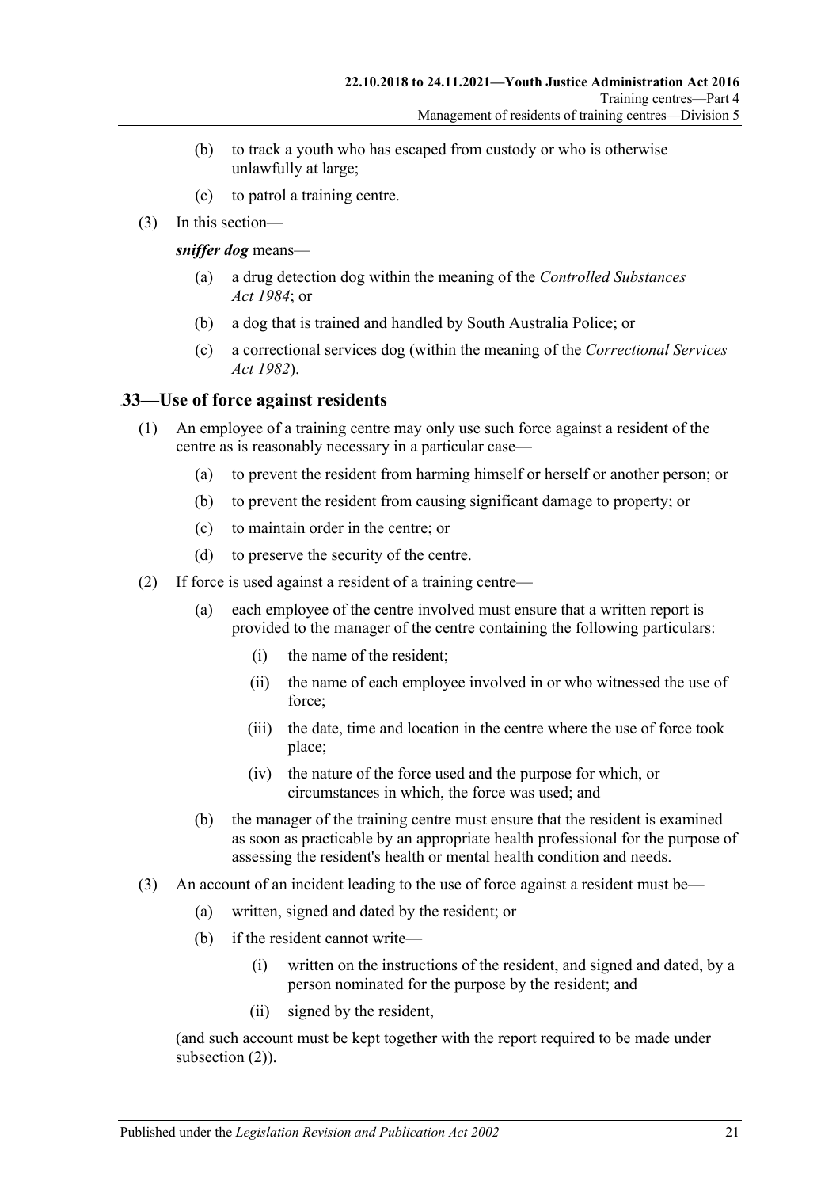(b) to track a youth who has escaped from custody or who is otherwise unlawfully at large;

(c) to patrol a training centre.

(3) In this section—

***sniffer dog*** means—

(a) a drug detection dog within the meaning of the *Controlled Substances Act 1984*; or

(b) a dog that is trained and handled by South Australia Police; or

(c) a correctional services dog (within the meaning of the *Correctional Services Act 1982*).

## 33—Use of force against residents

(1) An employee of a training centre may only use such force against a resident of the centre as is reasonably necessary in a particular case—

(a) to prevent the resident from harming himself or herself or another person; or

(b) to prevent the resident from causing significant damage to property; or

(c) to maintain order in the centre; or

(d) to preserve the security of the centre.

(2) If force is used against a resident of a training centre—

(a) each employee of the centre involved must ensure that a written report is provided to the manager of the centre containing the following particulars:

(i) the name of the resident;

(ii) the name of each employee involved in or who witnessed the use of force;

(iii) the date, time and location in the centre where the use of force took place;

(iv) the nature of the force used and the purpose for which, or circumstances in which, the force was used; and

(b) the manager of the training centre must ensure that the resident is examined as soon as practicable by an appropriate health professional for the purpose of assessing the resident's health or mental health condition and needs.

(3) An account of an incident leading to the use of force against a resident must be—

(a) written, signed and dated by the resident; or

(b) if the resident cannot write—

(i) written on the instructions of the resident, and signed and dated, by a person nominated for the purpose by the resident; and

(ii) signed by the resident,

(and such account must be kept together with the report required to be made under subsection (2)).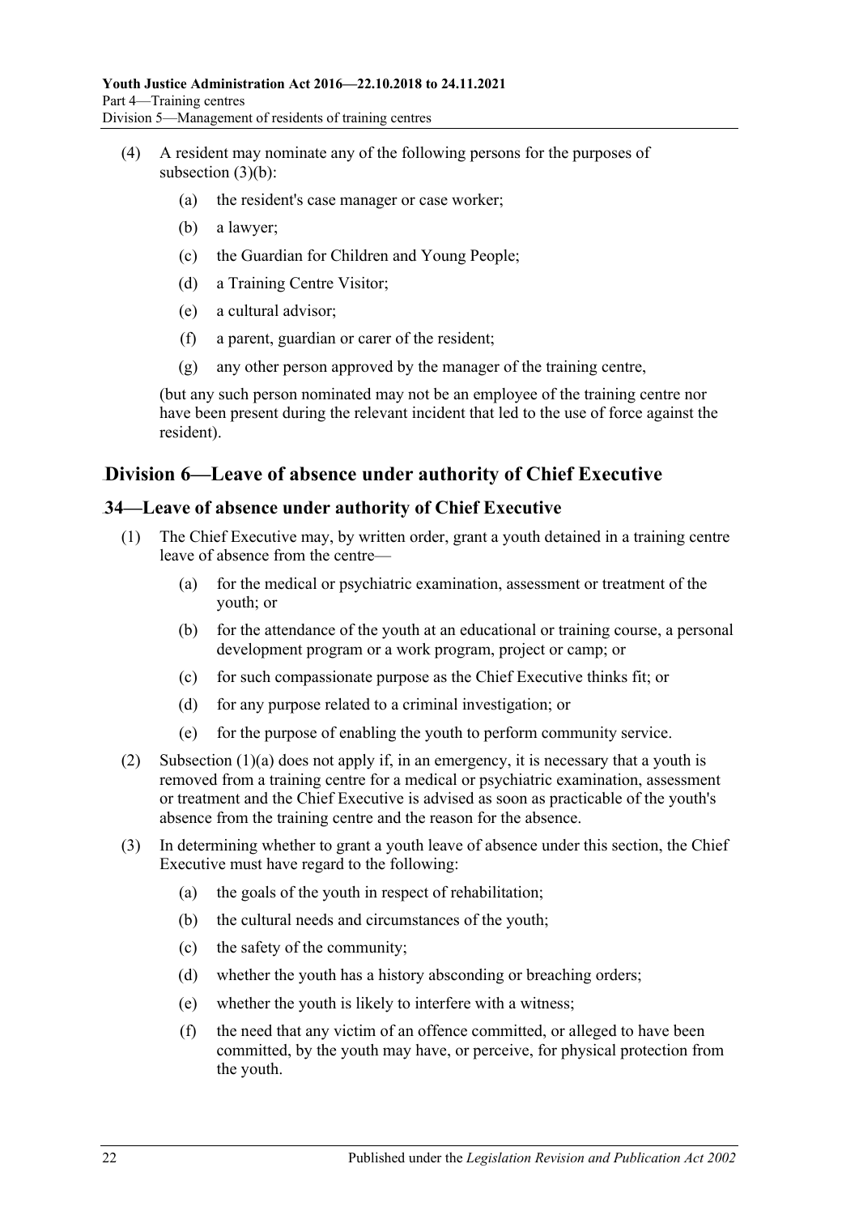(4) A resident may nominate any of the following persons for the purposes of subsection (3)(b):

(a) the resident's case manager or case worker;

(b) a lawyer;

(c) the Guardian for Children and Young People;

(d) a Training Centre Visitor;

(e) a cultural advisor;

(f) a parent, guardian or carer of the resident;

(g) any other person approved by the manager of the training centre,

(but any such person nominated may not be an employee of the training centre nor have been present during the relevant incident that led to the use of force against the resident).

## Division 6—Leave of absence under authority of Chief Executive

### 34—Leave of absence under authority of Chief Executive

(1) The Chief Executive may, by written order, grant a youth detained in a training centre leave of absence from the centre—

(a) for the medical or psychiatric examination, assessment or treatment of the youth; or

(b) for the attendance of the youth at an educational or training course, a personal development program or a work program, project or camp; or

(c) for such compassionate purpose as the Chief Executive thinks fit; or

(d) for any purpose related to a criminal investigation; or

(e) for the purpose of enabling the youth to perform community service.

(2) Subsection (1)(a) does not apply if, in an emergency, it is necessary that a youth is removed from a training centre for a medical or psychiatric examination, assessment or treatment and the Chief Executive is advised as soon as practicable of the youth's absence from the training centre and the reason for the absence.

(3) In determining whether to grant a youth leave of absence under this section, the Chief Executive must have regard to the following:

(a) the goals of the youth in respect of rehabilitation;

(b) the cultural needs and circumstances of the youth;

(c) the safety of the community;

(d) whether the youth has a history absconding or breaching orders;

(e) whether the youth is likely to interfere with a witness;

(f) the need that any victim of an offence committed, or alleged to have been committed, by the youth may have, or perceive, for physical protection from the youth.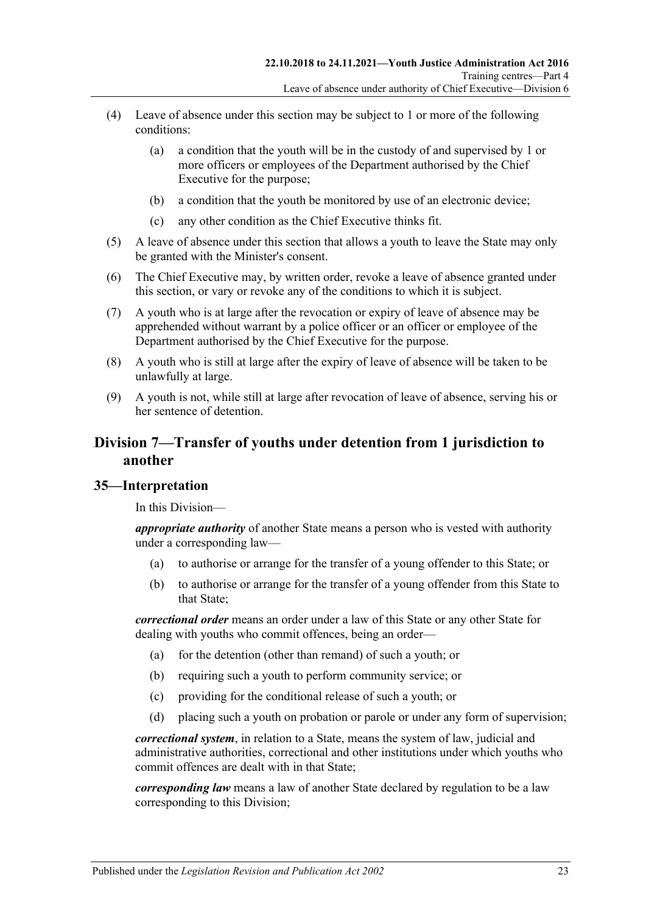(4) Leave of absence under this section may be subject to 1 or more of the following conditions:

   (a) a condition that the youth will be in the custody of and supervised by 1 or more officers or employees of the Department authorised by the Chief Executive for the purpose;

   (b) a condition that the youth be monitored by use of an electronic device;

   (c) any other condition as the Chief Executive thinks fit.

(5) A leave of absence under this section that allows a youth to leave the State may only be granted with the Minister's consent.

(6) The Chief Executive may, by written order, revoke a leave of absence granted under this section, or vary or revoke any of the conditions to which it is subject.

(7) A youth who is at large after the revocation or expiry of leave of absence may be apprehended without warrant by a police officer or an officer or employee of the Department authorised by the Chief Executive for the purpose.

(8) A youth who is still at large after the expiry of leave of absence will be taken to be unlawfully at large.

(9) A youth is not, while still at large after revocation of leave of absence, serving his or her sentence of detention.

## Division 7—Transfer of youths under detention from 1 jurisdiction to another

### 35—Interpretation

In this Division—

***appropriate authority*** of another State means a person who is vested with authority under a corresponding law—

   (a) to authorise or arrange for the transfer of a young offender to this State; or

   (b) to authorise or arrange for the transfer of a young offender from this State to that State;

***correctional order*** means an order under a law of this State or any other State for dealing with youths who commit offences, being an order—

   (a) for the detention (other than remand) of such a youth; or

   (b) requiring such a youth to perform community service; or

   (c) providing for the conditional release of such a youth; or

   (d) placing such a youth on probation or parole or under any form of supervision;

***correctional system***, in relation to a State, means the system of law, judicial and administrative authorities, correctional and other institutions under which youths who commit offences are dealt with in that State;

***corresponding law*** means a law of another State declared by regulation to be a law corresponding to this Division;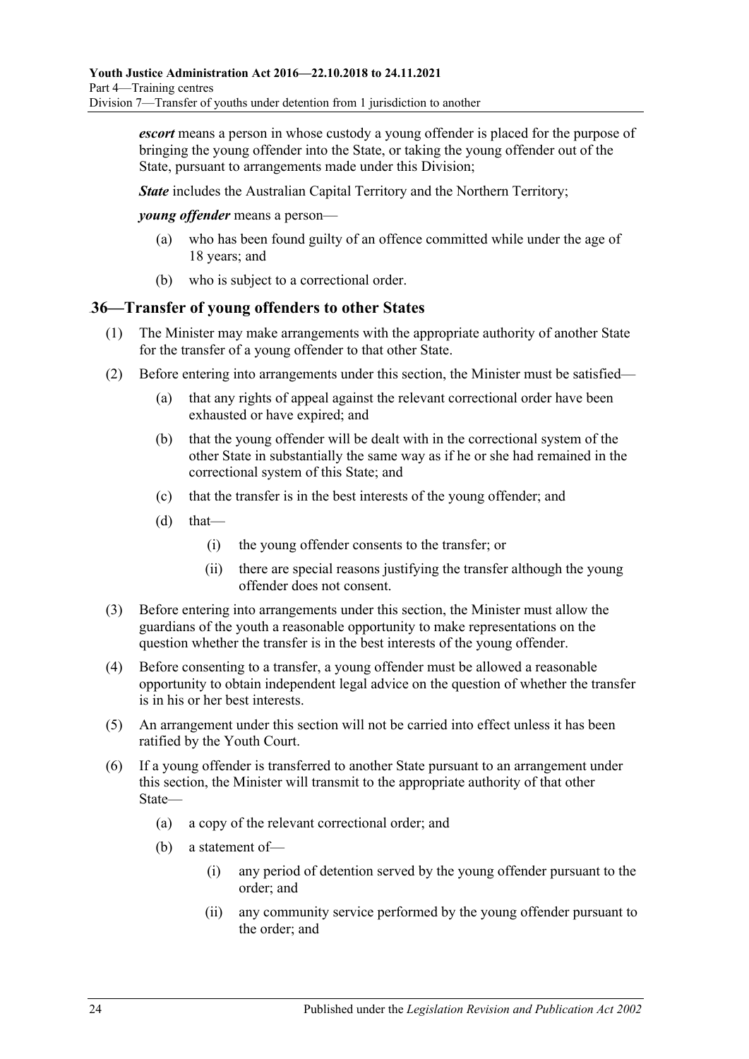***escort*** means a person in whose custody a young offender is placed for the purpose of bringing the young offender into the State, or taking the young offender out of the State, pursuant to arrangements made under this Division;

***State*** includes the Australian Capital Territory and the Northern Territory;

***young offender*** means a person—

- (a) who has been found guilty of an offence committed while under the age of 18 years; and
- (b) who is subject to a correctional order.

## 36—Transfer of young offenders to other States

(1) The Minister may make arrangements with the appropriate authority of another State for the transfer of a young offender to that other State.

(2) Before entering into arrangements under this section, the Minister must be satisfied—

- (a) that any rights of appeal against the relevant correctional order have been exhausted or have expired; and
- (b) that the young offender will be dealt with in the correctional system of the other State in substantially the same way as if he or she had remained in the correctional system of this State; and
- (c) that the transfer is in the best interests of the young offender; and
- (d) that—
  - (i) the young offender consents to the transfer; or
  - (ii) there are special reasons justifying the transfer although the young offender does not consent.

(3) Before entering into arrangements under this section, the Minister must allow the guardians of the youth a reasonable opportunity to make representations on the question whether the transfer is in the best interests of the young offender.

(4) Before consenting to a transfer, a young offender must be allowed a reasonable opportunity to obtain independent legal advice on the question of whether the transfer is in his or her best interests.

(5) An arrangement under this section will not be carried into effect unless it has been ratified by the Youth Court.

(6) If a young offender is transferred to another State pursuant to an arrangement under this section, the Minister will transmit to the appropriate authority of that other State—

- (a) a copy of the relevant correctional order; and
- (b) a statement of—
  - (i) any period of detention served by the young offender pursuant to the order; and
  - (ii) any community service performed by the young offender pursuant to the order; and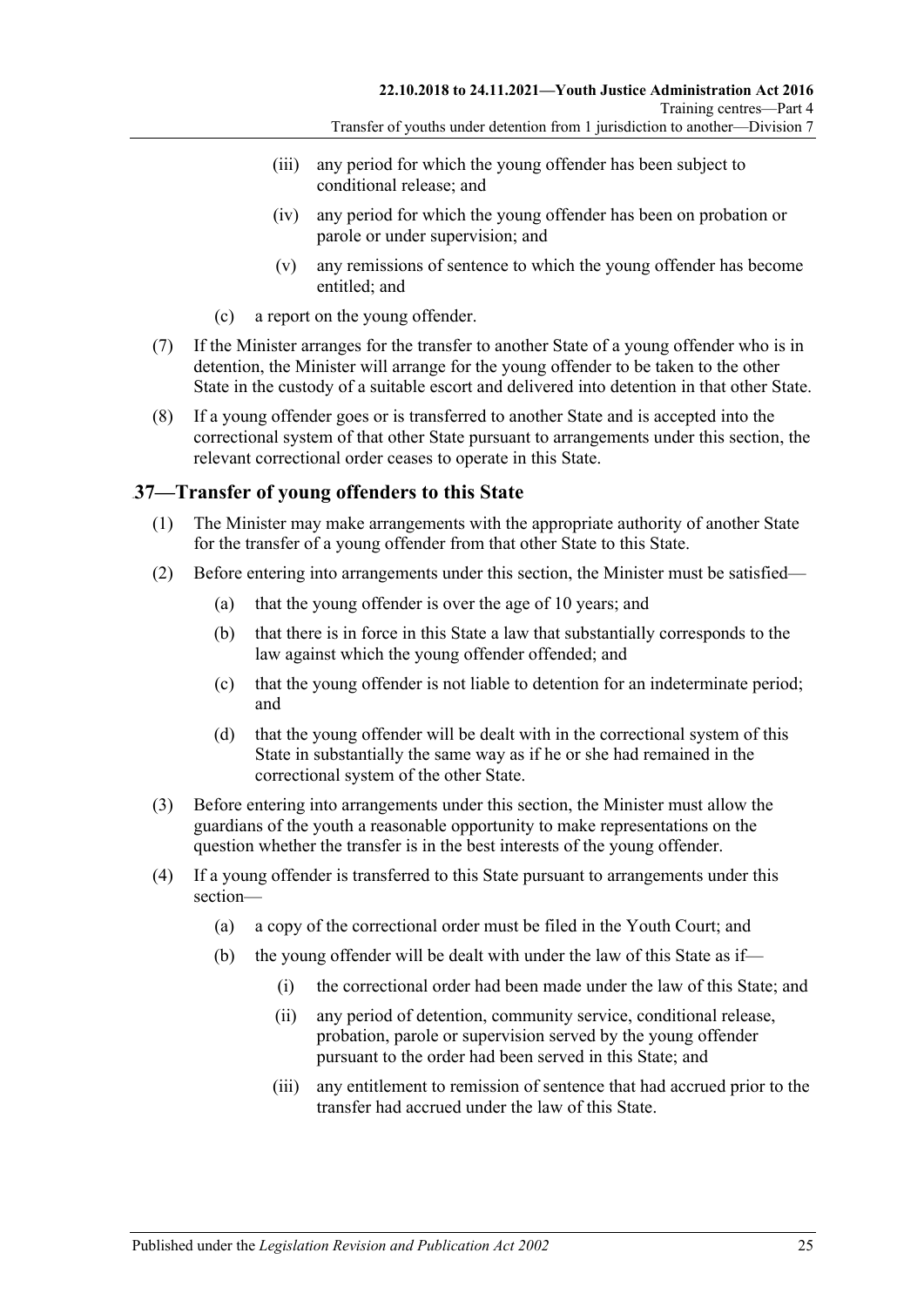(iii) any period for which the young offender has been subject to conditional release; and

(iv) any period for which the young offender has been on probation or parole or under supervision; and

(v) any remissions of sentence to which the young offender has become entitled; and

(c) a report on the young offender.

(7) If the Minister arranges for the transfer to another State of a young offender who is in detention, the Minister will arrange for the young offender to be taken to the other State in the custody of a suitable escort and delivered into detention in that other State.

(8) If a young offender goes or is transferred to another State and is accepted into the correctional system of that other State pursuant to arrangements under this section, the relevant correctional order ceases to operate in this State.

## 37—Transfer of young offenders to this State

(1) The Minister may make arrangements with the appropriate authority of another State for the transfer of a young offender from that other State to this State.

(2) Before entering into arrangements under this section, the Minister must be satisfied—

(a) that the young offender is over the age of 10 years; and

(b) that there is in force in this State a law that substantially corresponds to the law against which the young offender offended; and

(c) that the young offender is not liable to detention for an indeterminate period; and

(d) that the young offender will be dealt with in the correctional system of this State in substantially the same way as if he or she had remained in the correctional system of the other State.

(3) Before entering into arrangements under this section, the Minister must allow the guardians of the youth a reasonable opportunity to make representations on the question whether the transfer is in the best interests of the young offender.

(4) If a young offender is transferred to this State pursuant to arrangements under this section—

(a) a copy of the correctional order must be filed in the Youth Court; and

(b) the young offender will be dealt with under the law of this State as if—

(i) the correctional order had been made under the law of this State; and

(ii) any period of detention, community service, conditional release, probation, parole or supervision served by the young offender pursuant to the order had been served in this State; and

(iii) any entitlement to remission of sentence that had accrued prior to the transfer had accrued under the law of this State.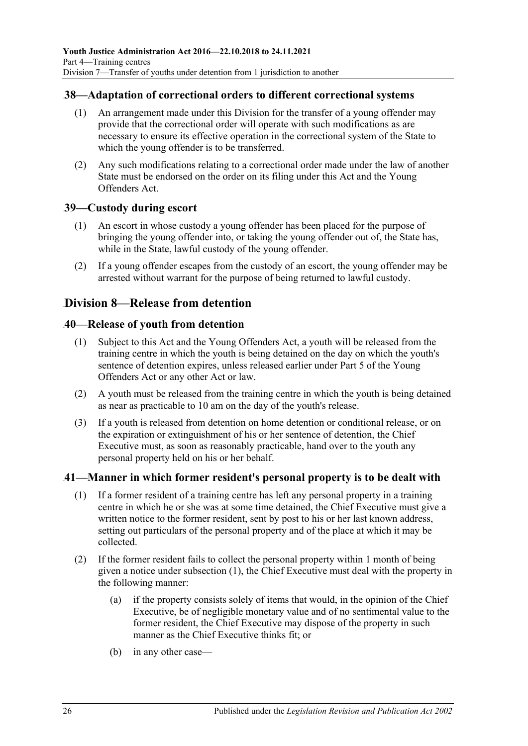## 38—Adaptation of correctional orders to different correctional systems

(1) An arrangement made under this Division for the transfer of a young offender may provide that the correctional order will operate with such modifications as are necessary to ensure its effective operation in the correctional system of the State to which the young offender is to be transferred.

(2) Any such modifications relating to a correctional order made under the law of another State must be endorsed on the order on its filing under this Act and the Young Offenders Act.

## 39—Custody during escort

(1) An escort in whose custody a young offender has been placed for the purpose of bringing the young offender into, or taking the young offender out of, the State has, while in the State, lawful custody of the young offender.

(2) If a young offender escapes from the custody of an escort, the young offender may be arrested without warrant for the purpose of being returned to lawful custody.

# Division 8—Release from detention

## 40—Release of youth from detention

(1) Subject to this Act and the Young Offenders Act, a youth will be released from the training centre in which the youth is being detained on the day on which the youth's sentence of detention expires, unless released earlier under Part 5 of the Young Offenders Act or any other Act or law.

(2) A youth must be released from the training centre in which the youth is being detained as near as practicable to 10 am on the day of the youth's release.

(3) If a youth is released from detention on home detention or conditional release, or on the expiration or extinguishment of his or her sentence of detention, the Chief Executive must, as soon as reasonably practicable, hand over to the youth any personal property held on his or her behalf.

## 41—Manner in which former resident's personal property is to be dealt with

(1) If a former resident of a training centre has left any personal property in a training centre in which he or she was at some time detained, the Chief Executive must give a written notice to the former resident, sent by post to his or her last known address, setting out particulars of the personal property and of the place at which it may be collected.

(2) If the former resident fails to collect the personal property within 1 month of being given a notice under subsection (1), the Chief Executive must deal with the property in the following manner:

- (a) if the property consists solely of items that would, in the opinion of the Chief Executive, be of negligible monetary value and of no sentimental value to the former resident, the Chief Executive may dispose of the property in such manner as the Chief Executive thinks fit; or
- (b) in any other case—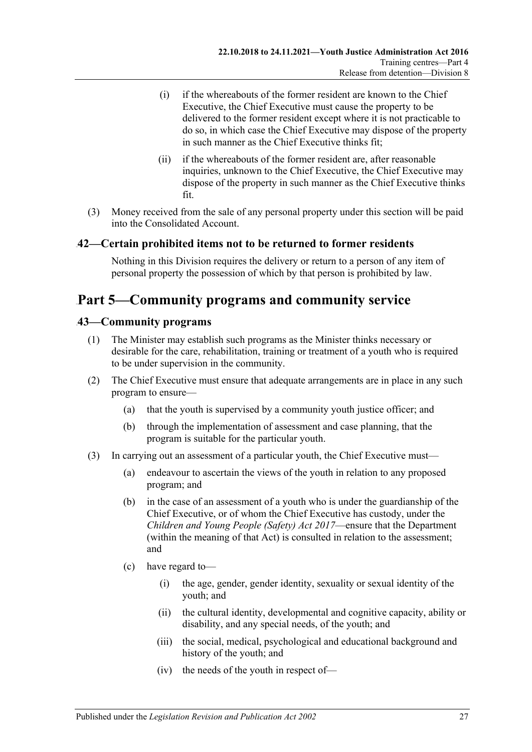(i) if the whereabouts of the former resident are known to the Chief Executive, the Chief Executive must cause the property to be delivered to the former resident except where it is not practicable to do so, in which case the Chief Executive may dispose of the property in such manner as the Chief Executive thinks fit;

(ii) if the whereabouts of the former resident are, after reasonable inquiries, unknown to the Chief Executive, the Chief Executive may dispose of the property in such manner as the Chief Executive thinks fit.

(3) Money received from the sale of any personal property under this section will be paid into the Consolidated Account.

### 42—Certain prohibited items not to be returned to former residents

Nothing in this Division requires the delivery or return to a person of any item of personal property the possession of which by that person is prohibited by law.

## Part 5—Community programs and community service

### 43—Community programs

(1) The Minister may establish such programs as the Minister thinks necessary or desirable for the care, rehabilitation, training or treatment of a youth who is required to be under supervision in the community.

(2) The Chief Executive must ensure that adequate arrangements are in place in any such program to ensure—

(a) that the youth is supervised by a community youth justice officer; and

(b) through the implementation of assessment and case planning, that the program is suitable for the particular youth.

(3) In carrying out an assessment of a particular youth, the Chief Executive must—

(a) endeavour to ascertain the views of the youth in relation to any proposed program; and

(b) in the case of an assessment of a youth who is under the guardianship of the Chief Executive, or of whom the Chief Executive has custody, under the *Children and Young People (Safety) Act 2017*—ensure that the Department (within the meaning of that Act) is consulted in relation to the assessment; and

(c) have regard to—

(i) the age, gender, gender identity, sexuality or sexual identity of the youth; and

(ii) the cultural identity, developmental and cognitive capacity, ability or disability, and any special needs, of the youth; and

(iii) the social, medical, psychological and educational background and history of the youth; and

(iv) the needs of the youth in respect of—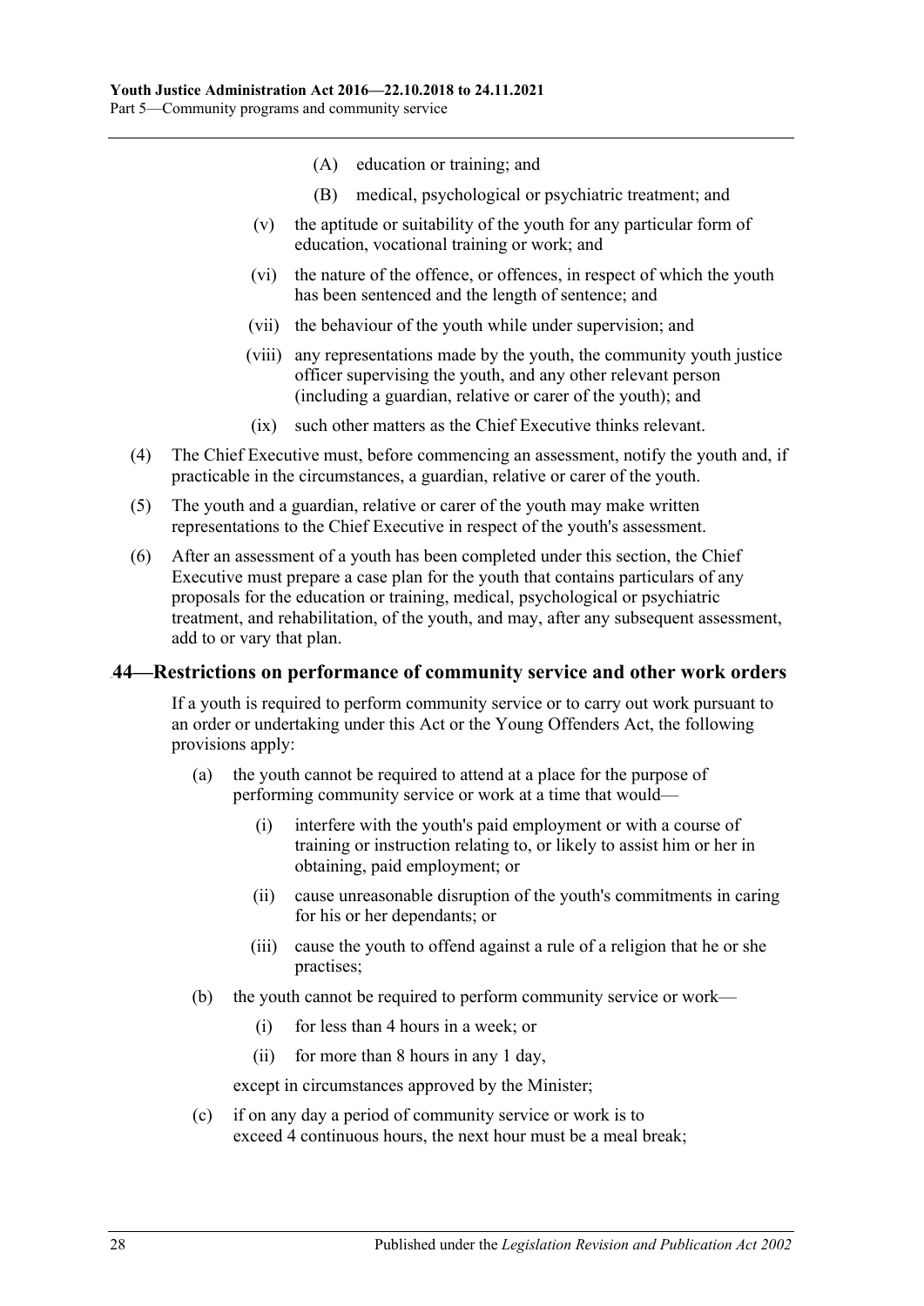(A) education or training; and

(B) medical, psychological or psychiatric treatment; and

(v) the aptitude or suitability of the youth for any particular form of education, vocational training or work; and

(vi) the nature of the offence, or offences, in respect of which the youth has been sentenced and the length of sentence; and

(vii) the behaviour of the youth while under supervision; and

(viii) any representations made by the youth, the community youth justice officer supervising the youth, and any other relevant person (including a guardian, relative or carer of the youth); and

(ix) such other matters as the Chief Executive thinks relevant.

(4) The Chief Executive must, before commencing an assessment, notify the youth and, if practicable in the circumstances, a guardian, relative or carer of the youth.

(5) The youth and a guardian, relative or carer of the youth may make written representations to the Chief Executive in respect of the youth's assessment.

(6) After an assessment of a youth has been completed under this section, the Chief Executive must prepare a case plan for the youth that contains particulars of any proposals for the education or training, medical, psychological or psychiatric treatment, and rehabilitation, of the youth, and may, after any subsequent assessment, add to or vary that plan.

## 44—Restrictions on performance of community service and other work orders

If a youth is required to perform community service or to carry out work pursuant to an order or undertaking under this Act or the Young Offenders Act, the following provisions apply:

(a) the youth cannot be required to attend at a place for the purpose of performing community service or work at a time that would—

(i) interfere with the youth's paid employment or with a course of training or instruction relating to, or likely to assist him or her in obtaining, paid employment; or

(ii) cause unreasonable disruption of the youth's commitments in caring for his or her dependants; or

(iii) cause the youth to offend against a rule of a religion that he or she practises;

(b) the youth cannot be required to perform community service or work—

(i) for less than 4 hours in a week; or

(ii) for more than 8 hours in any 1 day,

except in circumstances approved by the Minister;

(c) if on any day a period of community service or work is to exceed 4 continuous hours, the next hour must be a meal break;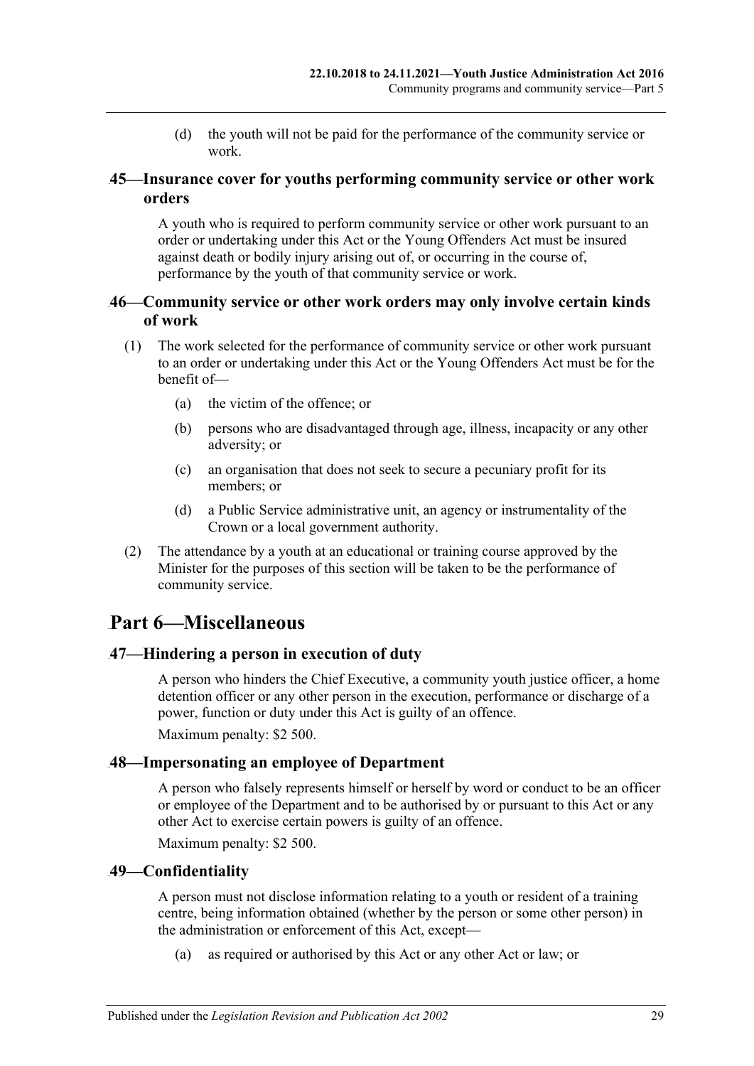(d) the youth will not be paid for the performance of the community service or work.

## 45—Insurance cover for youths performing community service or other work orders

A youth who is required to perform community service or other work pursuant to an order or undertaking under this Act or the Young Offenders Act must be insured against death or bodily injury arising out of, or occurring in the course of, performance by the youth of that community service or work.

## 46—Community service or other work orders may only involve certain kinds of work

(1) The work selected for the performance of community service or other work pursuant to an order or undertaking under this Act or the Young Offenders Act must be for the benefit of—

(a) the victim of the offence; or

(b) persons who are disadvantaged through age, illness, incapacity or any other adversity; or

(c) an organisation that does not seek to secure a pecuniary profit for its members; or

(d) a Public Service administrative unit, an agency or instrumentality of the Crown or a local government authority.

(2) The attendance by a youth at an educational or training course approved by the Minister for the purposes of this section will be taken to be the performance of community service.

# Part 6—Miscellaneous

## 47—Hindering a person in execution of duty

A person who hinders the Chief Executive, a community youth justice officer, a home detention officer or any other person in the execution, performance or discharge of a power, function or duty under this Act is guilty of an offence.

Maximum penalty: $2 500.

## 48—Impersonating an employee of Department

A person who falsely represents himself or herself by word or conduct to be an officer or employee of the Department and to be authorised by or pursuant to this Act or any other Act to exercise certain powers is guilty of an offence.

Maximum penalty: $2 500.

## 49—Confidentiality

A person must not disclose information relating to a youth or resident of a training centre, being information obtained (whether by the person or some other person) in the administration or enforcement of this Act, except—

(a) as required or authorised by this Act or any other Act or law; or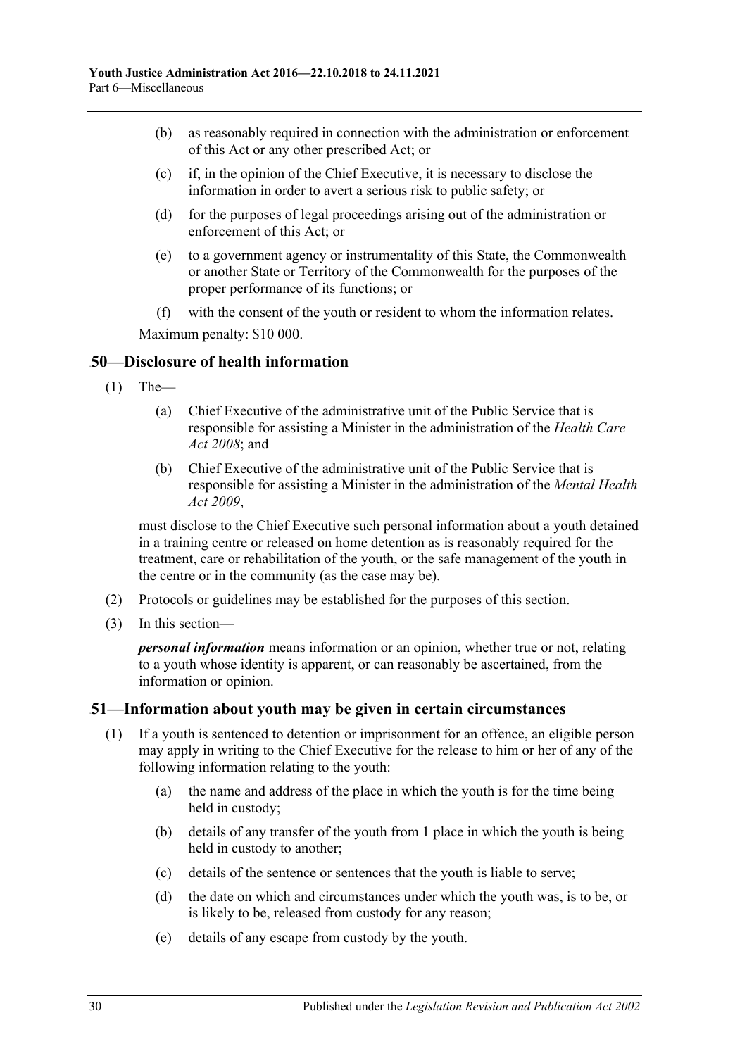(b) as reasonably required in connection with the administration or enforcement of this Act or any other prescribed Act; or

(c) if, in the opinion of the Chief Executive, it is necessary to disclose the information in order to avert a serious risk to public safety; or

(d) for the purposes of legal proceedings arising out of the administration or enforcement of this Act; or

(e) to a government agency or instrumentality of this State, the Commonwealth or another State or Territory of the Commonwealth for the purposes of the proper performance of its functions; or

(f) with the consent of the youth or resident to whom the information relates.

Maximum penalty: $10 000.

## 50—Disclosure of health information

(1) The—

(a) Chief Executive of the administrative unit of the Public Service that is responsible for assisting a Minister in the administration of the *Health Care Act 2008*; and

(b) Chief Executive of the administrative unit of the Public Service that is responsible for assisting a Minister in the administration of the *Mental Health Act 2009*,

must disclose to the Chief Executive such personal information about a youth detained in a training centre or released on home detention as is reasonably required for the treatment, care or rehabilitation of the youth, or the safe management of the youth in the centre or in the community (as the case may be).

(2) Protocols or guidelines may be established for the purposes of this section.

(3) In this section—

***personal information*** means information or an opinion, whether true or not, relating to a youth whose identity is apparent, or can reasonably be ascertained, from the information or opinion.

## 51—Information about youth may be given in certain circumstances

(1) If a youth is sentenced to detention or imprisonment for an offence, an eligible person may apply in writing to the Chief Executive for the release to him or her of any of the following information relating to the youth:

(a) the name and address of the place in which the youth is for the time being held in custody;

(b) details of any transfer of the youth from 1 place in which the youth is being held in custody to another;

(c) details of the sentence or sentences that the youth is liable to serve;

(d) the date on which and circumstances under which the youth was, is to be, or is likely to be, released from custody for any reason;

(e) details of any escape from custody by the youth.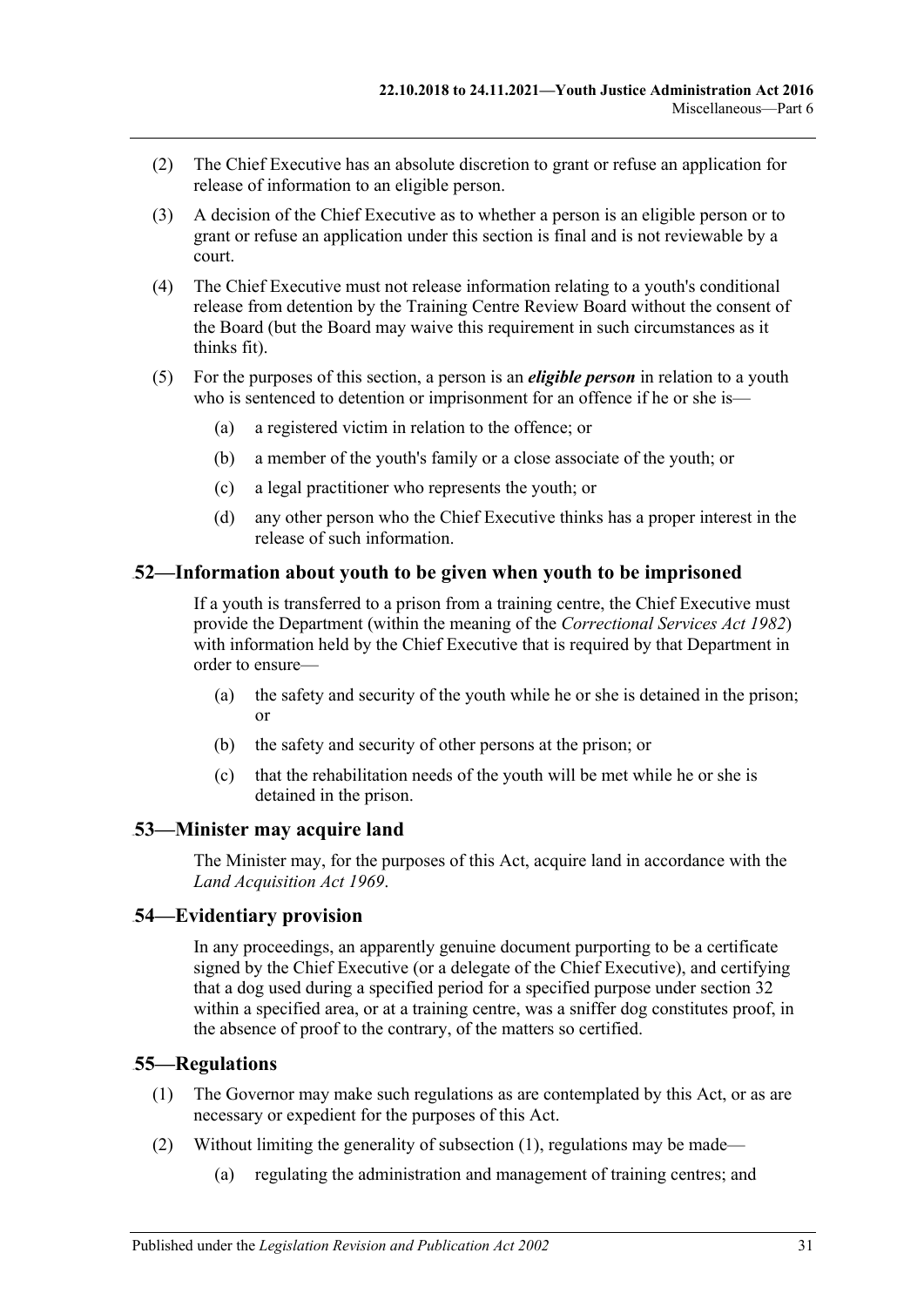(2) The Chief Executive has an absolute discretion to grant or refuse an application for release of information to an eligible person.

(3) A decision of the Chief Executive as to whether a person is an eligible person or to grant or refuse an application under this section is final and is not reviewable by a court.

(4) The Chief Executive must not release information relating to a youth's conditional release from detention by the Training Centre Review Board without the consent of the Board (but the Board may waive this requirement in such circumstances as it thinks fit).

(5) For the purposes of this section, a person is an ***eligible person*** in relation to a youth who is sentenced to detention or imprisonment for an offence if he or she is—

(a) a registered victim in relation to the offence; or

(b) a member of the youth's family or a close associate of the youth; or

(c) a legal practitioner who represents the youth; or

(d) any other person who the Chief Executive thinks has a proper interest in the release of such information.

## 52—Information about youth to be given when youth to be imprisoned

If a youth is transferred to a prison from a training centre, the Chief Executive must provide the Department (within the meaning of the *Correctional Services Act 1982*) with information held by the Chief Executive that is required by that Department in order to ensure—

(a) the safety and security of the youth while he or she is detained in the prison; or

(b) the safety and security of other persons at the prison; or

(c) that the rehabilitation needs of the youth will be met while he or she is detained in the prison.

## 53—Minister may acquire land

The Minister may, for the purposes of this Act, acquire land in accordance with the *Land Acquisition Act 1969*.

## 54—Evidentiary provision

In any proceedings, an apparently genuine document purporting to be a certificate signed by the Chief Executive (or a delegate of the Chief Executive), and certifying that a dog used during a specified period for a specified purpose under section 32 within a specified area, or at a training centre, was a sniffer dog constitutes proof, in the absence of proof to the contrary, of the matters so certified.

## 55—Regulations

(1) The Governor may make such regulations as are contemplated by this Act, or as are necessary or expedient for the purposes of this Act.

(2) Without limiting the generality of subsection (1), regulations may be made—

(a) regulating the administration and management of training centres; and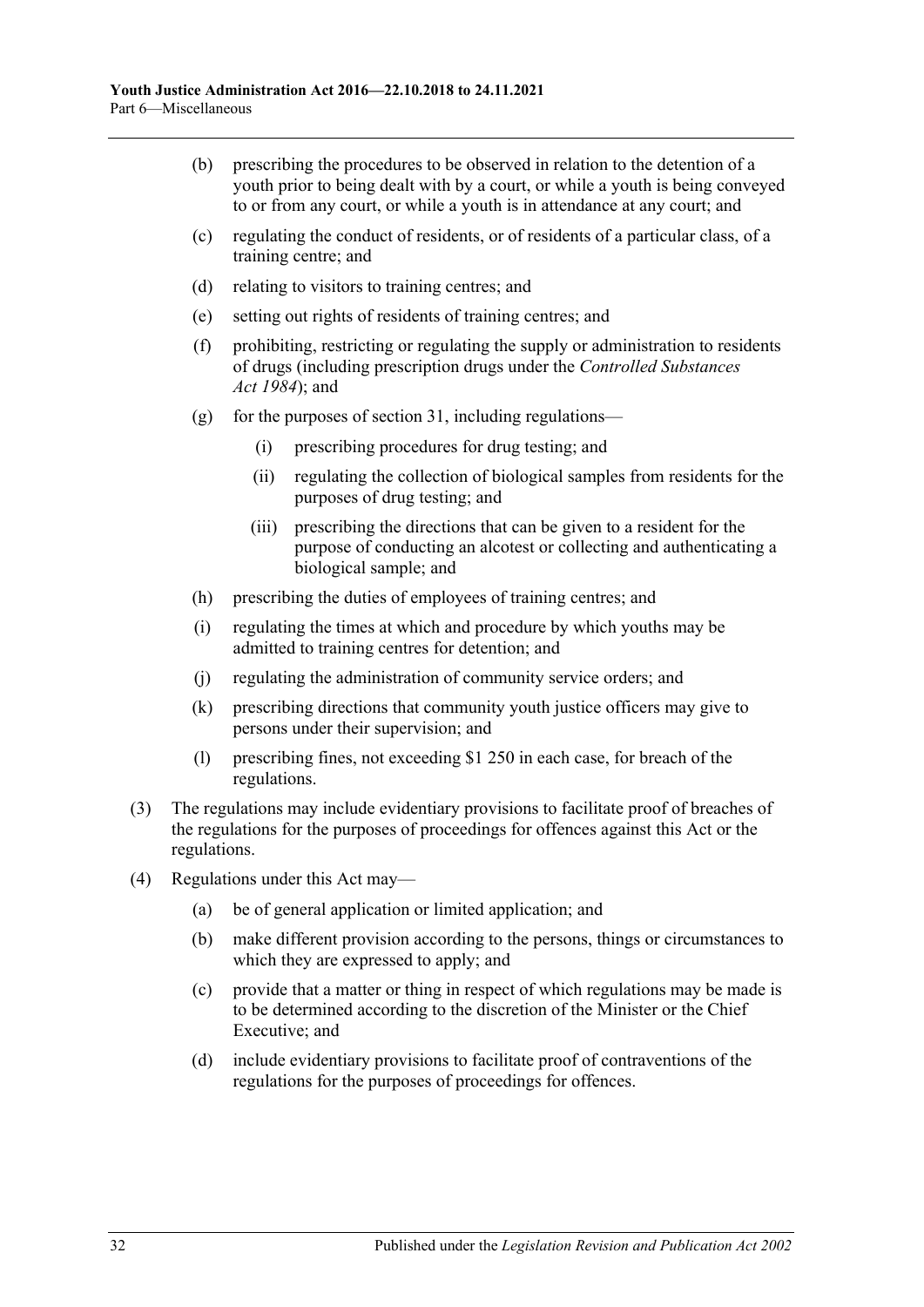(b) prescribing the procedures to be observed in relation to the detention of a youth prior to being dealt with by a court, or while a youth is being conveyed to or from any court, or while a youth is in attendance at any court; and

(c) regulating the conduct of residents, or of residents of a particular class, of a training centre; and

(d) relating to visitors to training centres; and

(e) setting out rights of residents of training centres; and

(f) prohibiting, restricting or regulating the supply or administration to residents of drugs (including prescription drugs under the *Controlled Substances Act 1984*); and

(g) for the purposes of section 31, including regulations—

(i) prescribing procedures for drug testing; and

(ii) regulating the collection of biological samples from residents for the purposes of drug testing; and

(iii) prescribing the directions that can be given to a resident for the purpose of conducting an alcotest or collecting and authenticating a biological sample; and

(h) prescribing the duties of employees of training centres; and

(i) regulating the times at which and procedure by which youths may be admitted to training centres for detention; and

(j) regulating the administration of community service orders; and

(k) prescribing directions that community youth justice officers may give to persons under their supervision; and

(l) prescribing fines, not exceeding $1 250 in each case, for breach of the regulations.

(3) The regulations may include evidentiary provisions to facilitate proof of breaches of the regulations for the purposes of proceedings for offences against this Act or the regulations.

(4) Regulations under this Act may—

(a) be of general application or limited application; and

(b) make different provision according to the persons, things or circumstances to which they are expressed to apply; and

(c) provide that a matter or thing in respect of which regulations may be made is to be determined according to the discretion of the Minister or the Chief Executive; and

(d) include evidentiary provisions to facilitate proof of contraventions of the regulations for the purposes of proceedings for offences.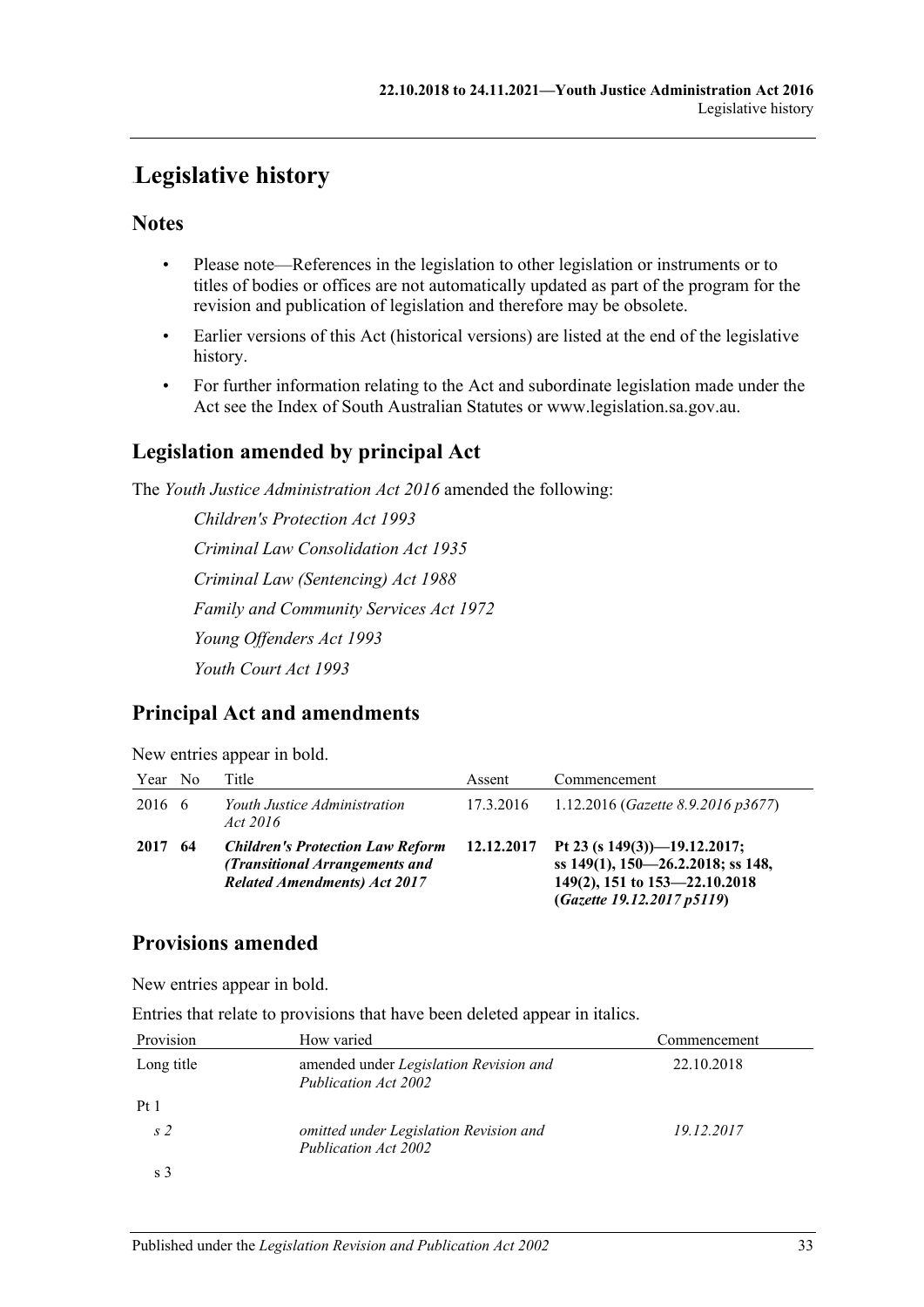# Legislative history

## Notes

- Please note—References in the legislation to other legislation or instruments or to titles of bodies or offices are not automatically updated as part of the program for the revision and publication of legislation and therefore may be obsolete.
- Earlier versions of this Act (historical versions) are listed at the end of the legislative history.
- For further information relating to the Act and subordinate legislation made under the Act see the Index of South Australian Statutes or www.legislation.sa.gov.au.

## Legislation amended by principal Act

The *Youth Justice Administration Act 2016* amended the following:

*Children's Protection Act 1993*

*Criminal Law Consolidation Act 1935*

*Criminal Law (Sentencing) Act 1988*

*Family and Community Services Act 1972*

*Young Offenders Act 1993*

*Youth Court Act 1993*

## Principal Act and amendments

New entries appear in bold.

| Year | No | Title | Assent | Commencement |
|---|---|---|---|---|
| 2016 | 6 | *Youth Justice Administration Act 2016* | 17.3.2016 | 1.12.2016 (*Gazette 8.9.2016 p3677*) |
| **2017** | **64** | ***Children's Protection Law Reform (Transitional Arrangements and Related Amendments) Act 2017*** | **12.12.2017** | **Pt 23 (s 149(3))—19.12.2017; ss 149(1), 150—26.2.2018; ss 148, 149(2), 151 to 153—22.10.2018 (*Gazette 19.12.2017 p5119*)** |

## Provisions amended

New entries appear in bold.

Entries that relate to provisions that have been deleted appear in italics.

| Provision | How varied | Commencement |
|---|---|---|
| Long title | amended under *Legislation Revision and Publication Act 2002* | 22.10.2018 |
| Pt 1 | | |
| *s 2* | *omitted under Legislation Revision and Publication Act 2002* | *19.12.2017* |
| s 3 | | |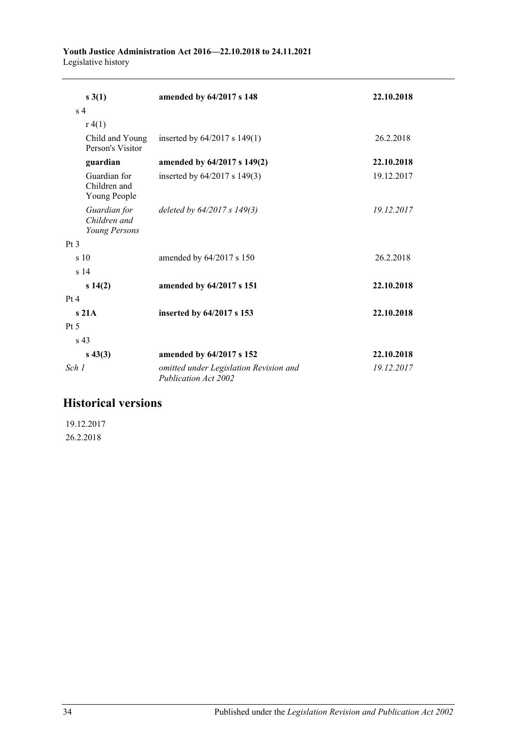| | | |
|---|---|---|
| **s 3(1)** | **amended by 64/2017 s 148** | **22.10.2018** |
| s 4 | | |
| r 4(1) | | |
| Child and Young Person's Visitor | inserted by 64/2017 s 149(1) | 26.2.2018 |
| **guardian** | **amended by 64/2017 s 149(2)** | **22.10.2018** |
| Guardian for Children and Young People | inserted by 64/2017 s 149(3) | 19.12.2017 |
| *Guardian for Children and Young Persons* | *deleted by 64/2017 s 149(3)* | *19.12.2017* |
| Pt 3 | | |
| s 10 | amended by 64/2017 s 150 | 26.2.2018 |
| s 14 | | |
| **s 14(2)** | **amended by 64/2017 s 151** | **22.10.2018** |
| Pt 4 | | |
| **s 21A** | **inserted by 64/2017 s 153** | **22.10.2018** |
| Pt 5 | | |
| s 43 | | |
| **s 43(3)** | **amended by 64/2017 s 152** | **22.10.2018** |
| *Sch 1* | *omitted under Legislation Revision and Publication Act 2002* | *19.12.2017* |

## Historical versions

19.12.2017

26.2.2018